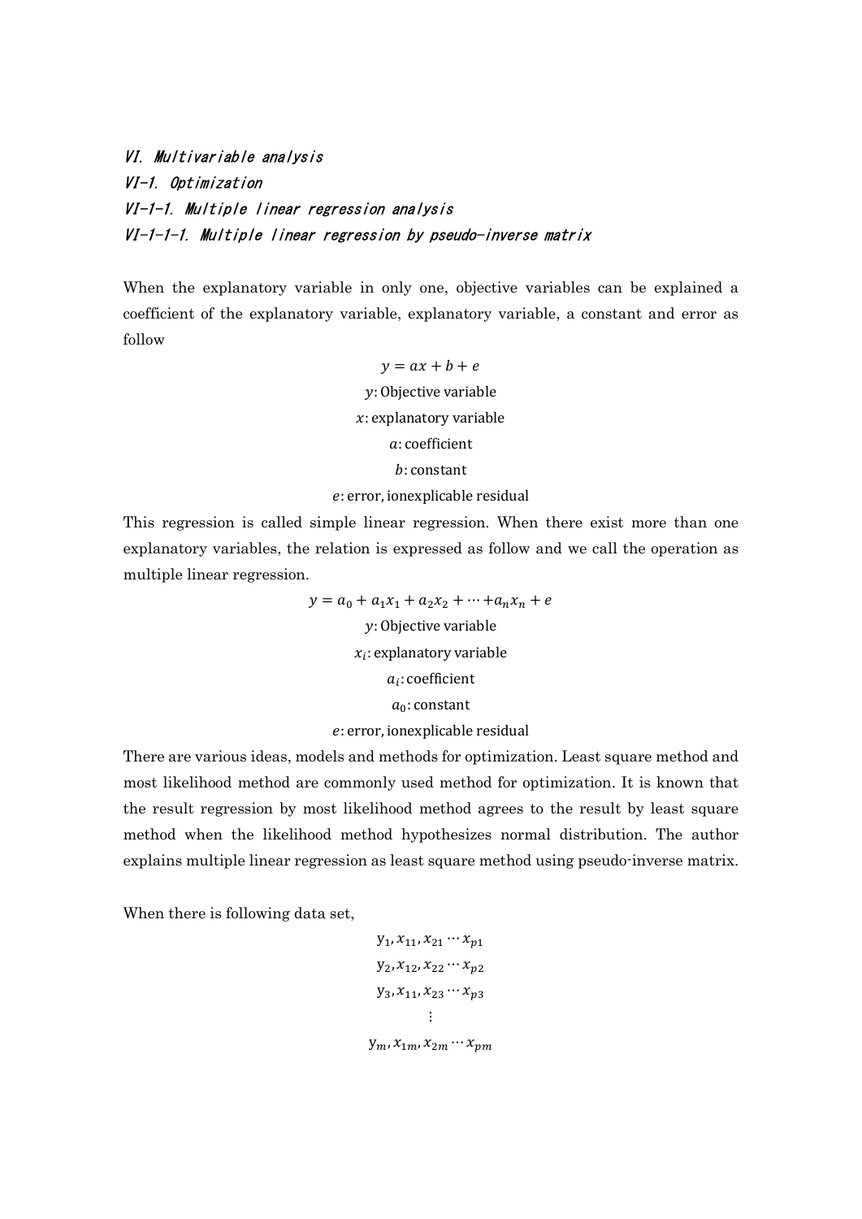# VI. Multivariable analysis

## VI-1. Optimization

### VI-1-1. Multiple linear regression analysis

#### VI-1-1-1. Multiple linear regression by pseudo-inverse matrix

When the explanatory variable in only one, objective variables can be explained a coefficient of the explanatory variable, explanatory variable, a constant and error as follow

$$y = ax + b + e$$

$$y\text{: Objective variable}$$

$$x\text{: explanatory variable}$$

$$a\text{: coefficient}$$

$$b\text{: constant}$$

$$e\text{: error, ionexplicable residual}$$

This regression is called simple linear regression. When there exist more than one explanatory variables, the relation is expressed as follow and we call the operation as multiple linear regression.

$$y = a_0 + a_1 x_1 + a_2 x_2 + \cdots + a_n x_n + e$$

$$y\text{: Objective variable}$$

$$x_i\text{: explanatory variable}$$

$$a_i\text{: coefficient}$$

$$a_0\text{: constant}$$

$$e\text{: error, ionexplicable residual}$$

There are various ideas, models and methods for optimization. Least square method and most likelihood method are commonly used method for optimization. It is known that the result regression by most likelihood method agrees to the result by least square method when the likelihood method hypothesizes normal distribution. The author explains multiple linear regression as least square method using pseudo-inverse matrix.

When there is following data set,

$$\mathrm{y}_1, x_{11}, x_{21} \cdots x_{p1}$$

$$\mathrm{y}_2, x_{12}, x_{22} \cdots x_{p2}$$

$$\mathrm{y}_3, x_{11}, x_{23} \cdots x_{p3}$$

$$\vdots$$

$$\mathrm{y}_m, x_{1m}, x_{2m} \cdots x_{pm}$$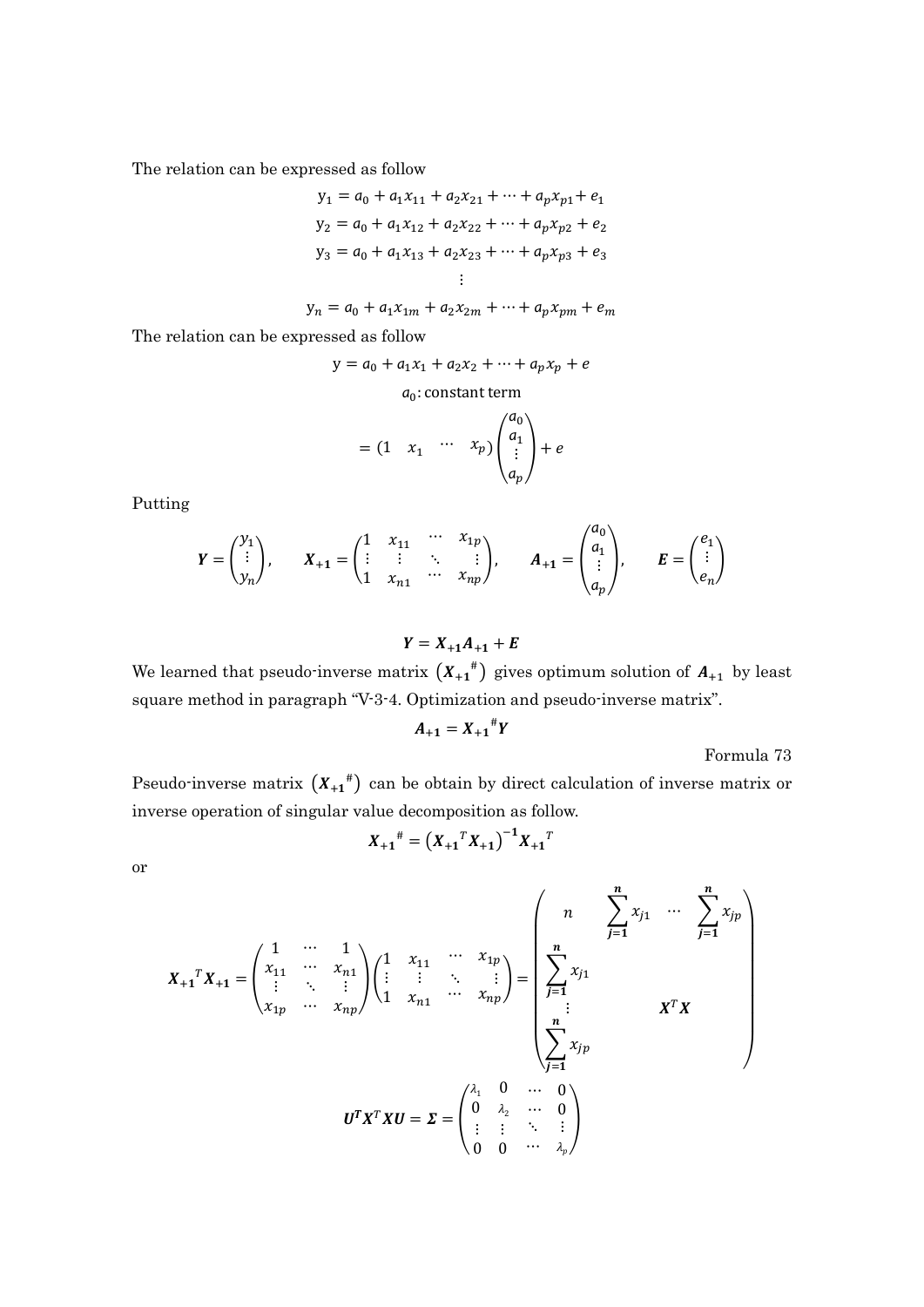The relation can be expressed as follow

$$y_1 = a_0 + a_1 x_{11} + a_2 x_{21} + \cdots + a_p x_{p1} + e_1$$

$$y_2 = a_0 + a_1 x_{12} + a_2 x_{22} + \cdots + a_p x_{p2} + e_2$$

$$y_3 = a_0 + a_1 x_{13} + a_2 x_{23} + \cdots + a_p x_{p3} + e_3$$

$$\vdots$$

$$y_n = a_0 + a_1 x_{1m} + a_2 x_{2m} + \cdots + a_p x_{pm} + e_m$$

The relation can be expressed as follow

$$y = a_0 + a_1 x_1 + a_2 x_2 + \cdots + a_p x_p + e$$

$$a_0\text{: constant term}$$

$$= \begin{pmatrix} 1 & x_1 & \cdots & x_p \end{pmatrix} \begin{pmatrix} a_0 \\ a_1 \\ \vdots \\ a_p \end{pmatrix} + e$$

Putting

$$\boldsymbol{Y} = \begin{pmatrix} y_1 \\ \vdots \\ y_n \end{pmatrix}, \qquad \boldsymbol{X_{+1}} = \begin{pmatrix} 1 & x_{11} & \cdots & x_{1p} \\ \vdots & \vdots & \ddots & \vdots \\ 1 & x_{n1} & \cdots & x_{np} \end{pmatrix}, \qquad \boldsymbol{A_{+1}} = \begin{pmatrix} a_0 \\ a_1 \\ \vdots \\ a_p \end{pmatrix}, \qquad \boldsymbol{E} = \begin{pmatrix} e_1 \\ \vdots \\ e_n \end{pmatrix}$$

$$\boldsymbol{Y} = \boldsymbol{X_{+1} A_{+1}} + \boldsymbol{E}$$

We learned that pseudo-inverse matrix $(\boldsymbol{X_{+1}}^{\#})$ gives optimum solution of $\boldsymbol{A_{+1}}$ by least square method in paragraph "V-3-4. Optimization and pseudo-inverse matrix".

$$\boldsymbol{A_{+1}} = \boldsymbol{X_{+1}}^{\#} \boldsymbol{Y}$$

Formula 73

Pseudo-inverse matrix $(\boldsymbol{X_{+1}}^{\#})$ can be obtain by direct calculation of inverse matrix or inverse operation of singular value decomposition as follow.

$$\boldsymbol{X_{+1}}^{\#} = \left(\boldsymbol{X_{+1}}^T \boldsymbol{X_{+1}}\right)^{-1} \boldsymbol{X_{+1}}^T$$

or

$$\boldsymbol{X_{+1}}^T \boldsymbol{X_{+1}} = \begin{pmatrix} 1 & \cdots & 1 \\ x_{11} & \cdots & x_{n1} \\ \vdots & \ddots & \vdots \\ x_{1p} & \cdots & x_{np} \end{pmatrix} \begin{pmatrix} 1 & x_{11} & \cdots & x_{1p} \\ \vdots & \vdots & \ddots & \vdots \\ 1 & x_{n1} & \cdots & x_{np} \end{pmatrix} = \begin{pmatrix} n & \sum_{j=1}^{n} x_{j1} & \cdots & \sum_{j=1}^{n} x_{jp} \\ \sum_{j=1}^{n} x_{j1} & & & \\ \vdots & & \boldsymbol{X}^T \boldsymbol{X} & \\ \sum_{j=1}^{n} x_{jp} & & & \end{pmatrix}$$

$$\boldsymbol{U}^T \boldsymbol{X}^T \boldsymbol{X} \boldsymbol{U} = \boldsymbol{\Sigma} = \begin{pmatrix} \lambda_1 & 0 & \cdots & 0 \\ 0 & \lambda_2 & \cdots & 0 \\ \vdots & \vdots & \ddots & \vdots \\ 0 & 0 & \cdots & \lambda_p \end{pmatrix}$$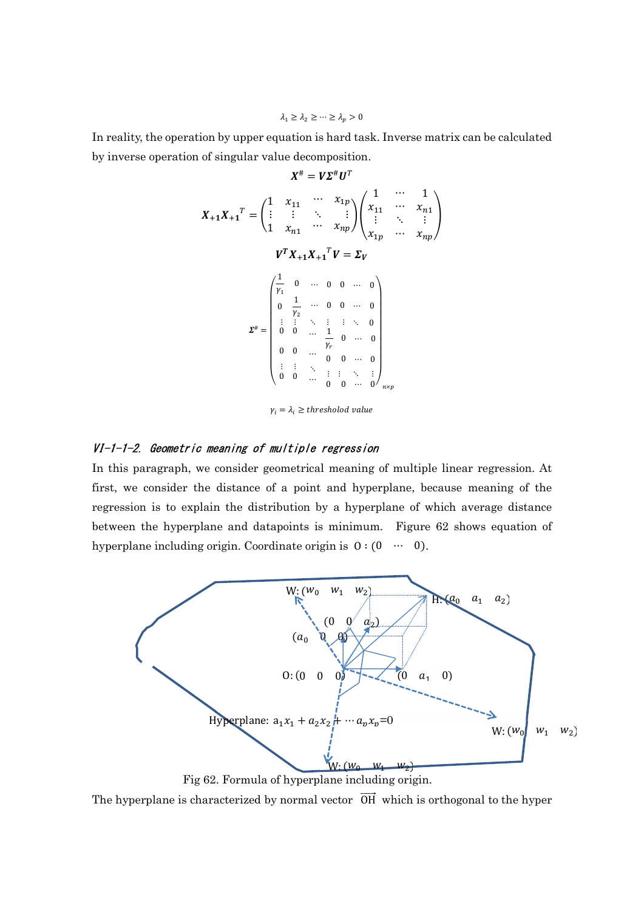$$\lambda_1 \geq \lambda_2 \geq \cdots \geq \lambda_p > 0$$

In reality, the operation by upper equation is hard task. Inverse matrix can be calculated by inverse operation of singular value decomposition.

$$\boldsymbol{X}^{\#} = \boldsymbol{V}\boldsymbol{\Sigma}^{\#}\boldsymbol{U}^T$$

$$\boldsymbol{X_{+1}}\boldsymbol{X_{+1}}^T = \begin{pmatrix} 1 & x_{11} & \cdots & x_{1p} \\ \vdots & \vdots & \ddots & \vdots \\ 1 & x_{n1} & \cdots & x_{np} \end{pmatrix} \begin{pmatrix} 1 & \cdots & 1 \\ x_{11} & \cdots & x_{n1} \\ \vdots & \ddots & \vdots \\ x_{1p} & \cdots & x_{np} \end{pmatrix}$$

$$\boldsymbol{V^T}\boldsymbol{X_{+1}}\boldsymbol{X_{+1}}^T\boldsymbol{V} = \boldsymbol{\Sigma_V}$$

$$\boldsymbol{\Sigma}^{\#} = \begin{pmatrix} \frac{1}{\gamma_1} & 0 & \cdots & 0 & 0 & \cdots & 0 \\ 0 & \frac{1}{\gamma_2} & \cdots & 0 & 0 & \cdots & 0 \\ \vdots & \vdots & \ddots & \vdots & \vdots & \ddots & 0 \\ 0 & 0 & \cdots & \frac{1}{\gamma_r} & 0 & \cdots & 0 \\ 0 & 0 & \cdots & 0 & 0 & \cdots & 0 \\ \vdots & \vdots & \ddots & \vdots & \vdots & \ddots & \vdots \\ 0 & 0 & \cdots & 0 & 0 & \cdots & 0 \end{pmatrix}_{n \times p}$$

$$\gamma_i = \lambda_i \geq threshold\ value$$

### *VI-1-1-2. Geometric meaning of multiple regression*

In this paragraph, we consider geometrical meaning of multiple linear regression. At first, we consider the distance of a point and hyperplane, because meaning of the regression is to explain the distribution by a hyperplane of which average distance between the hyperplane and datapoints is minimum. Figure 62 shows equation of hyperplane including origin. Coordinate origin is $\mathrm{O}: (0 \ \cdots \ 0)$.

Fig 62. Formula of hyperplane including origin.

The hyperplane is characterized by normal vector $\overrightarrow{\mathrm{OH}}$ which is orthogonal to the hyper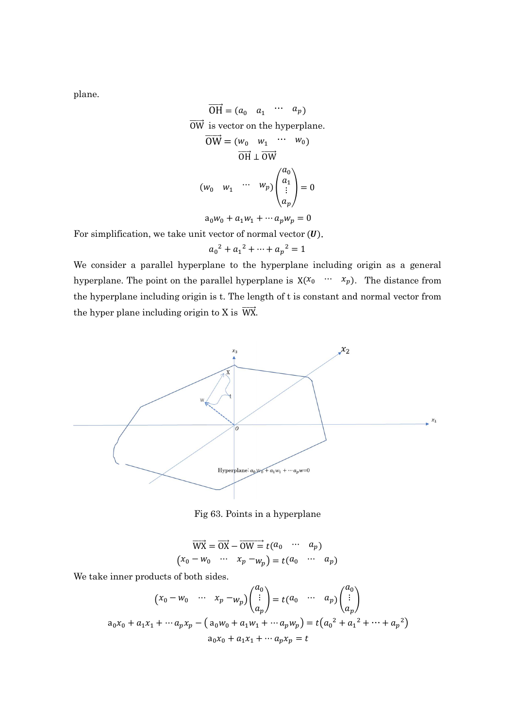plane.

$$\overrightarrow{\mathrm{OH}} = (a_0 \quad a_1 \quad \cdots \quad a_p)$$

$\overrightarrow{\mathrm{OW}}$ is vector on the hyperplane.

$$\overrightarrow{\mathrm{OW}} = (w_0 \quad w_1 \quad \cdots \quad w_0)$$

$$\overrightarrow{\mathrm{OH}} \perp \overrightarrow{\mathrm{OW}}$$

$$(w_0 \quad w_1 \quad \cdots \quad w_p)\begin{pmatrix} a_0 \\ a_1 \\ \vdots \\ a_p \end{pmatrix} = 0$$

$$a_0 w_0 + a_1 w_1 + \cdots a_p w_p = 0$$

For simplification, we take unit vector of normal vector (***U***).

$$a_0{}^2 + a_1{}^2 + \cdots + a_p{}^2 = 1$$

We consider a parallel hyperplane to the hyperplane including origin as a general hyperplane. The point on the parallel hyperplane is $\mathrm{X}(x_0 \quad \cdots \quad x_p)$. The distance from the hyperplane including origin is t. The length of t is constant and normal vector from the hyper plane including origin to X is $\overrightarrow{\mathrm{WX}}$.

Fig 63. Points in a hyperplane

$$\overrightarrow{\mathrm{WX}} = \overrightarrow{\mathrm{OX}} - \overrightarrow{\mathrm{OW}} = t(a_0 \quad \cdots \quad a_p)$$

$$(x_0 - w_0 \quad \cdots \quad x_p - w_p) = t(a_0 \quad \cdots \quad a_p)$$

We take inner products of both sides.

$$(x_0 - w_0 \quad \cdots \quad x_p - w_p)\begin{pmatrix} a_0 \\ \vdots \\ a_p \end{pmatrix} = t(a_0 \quad \cdots \quad a_p)\begin{pmatrix} a_0 \\ \vdots \\ a_p \end{pmatrix}$$

$$a_0 x_0 + a_1 x_1 + \cdots a_p x_p - (a_0 w_0 + a_1 w_1 + \cdots a_p w_p) = t(a_0{}^2 + a_1{}^2 + \cdots + a_p{}^2)$$

$$a_0 x_0 + a_1 x_1 + \cdots a_p x_p = t$$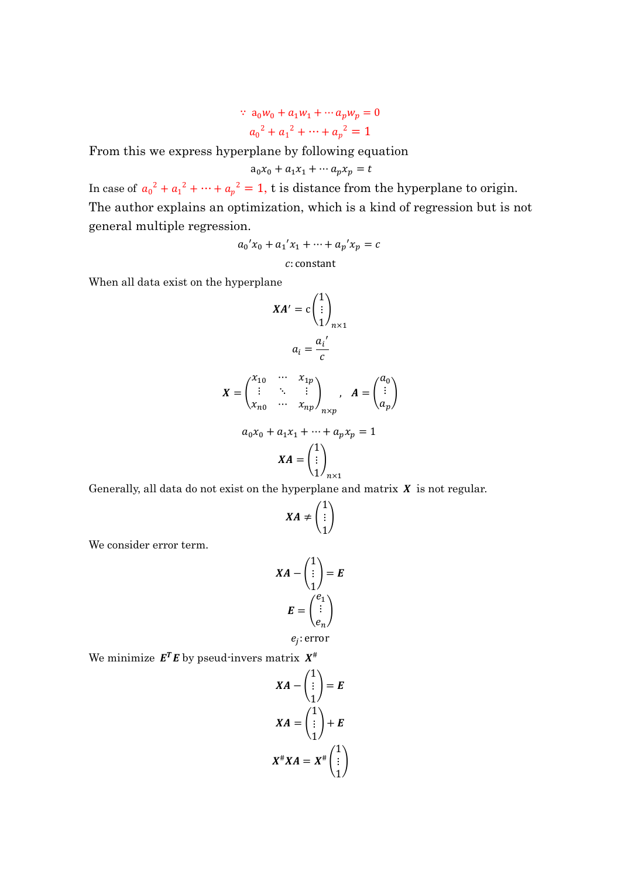$$\because \; a_0 w_0 + a_1 w_1 + \cdots a_p w_p = 0$$

$$a_0{}^2 + a_1{}^2 + \cdots + a_p{}^2 = 1$$

From this we express hyperplane by following equation

$$a_0 x_0 + a_1 x_1 + \cdots a_p x_p = t$$

In case of $a_0{}^2 + a_1{}^2 + \cdots + a_p{}^2 = 1$, t is distance from the hyperplane to origin.

The author explains an optimization, which is a kind of regression but is not general multiple regression.

$$a_0{}' x_0 + a_1{}' x_1 + \cdots + a_p{}' x_p = c$$

$$c\text{: constant}$$

When all data exist on the hyperplane

$$\boldsymbol{XA'} = \mathrm{c}\begin{pmatrix}1\\ \vdots \\ 1\end{pmatrix}_{n\times 1}$$

$$a_i = \frac{a_i{}'}{c}$$

$$\boldsymbol{X} = \begin{pmatrix} x_{10} & \cdots & x_{1p} \\ \vdots & \ddots & \vdots \\ x_{n0} & \cdots & x_{np}\end{pmatrix}_{n\times p}, \quad \boldsymbol{A} = \begin{pmatrix}a_0\\ \vdots \\ a_p\end{pmatrix}$$

$$a_0 x_0 + a_1 x_1 + \cdots + a_p x_p = 1$$

$$\boldsymbol{XA} = \begin{pmatrix}1\\ \vdots \\ 1\end{pmatrix}_{n\times 1}$$

Generally, all data do not exist on the hyperplane and matrix $\boldsymbol{X}$ is not regular.

$$\boldsymbol{XA} \neq \begin{pmatrix}1\\ \vdots \\ 1\end{pmatrix}$$

We consider error term.

$$\boldsymbol{XA} - \begin{pmatrix}1\\ \vdots \\ 1\end{pmatrix} = \boldsymbol{E}$$

$$\boldsymbol{E} = \begin{pmatrix}e_1\\ \vdots \\ e_n\end{pmatrix}$$

$$e_j\text{: error}$$

We minimize $\boldsymbol{E^T E}$ by pseud-invers matrix $\boldsymbol{X}^{\#}$

$$\boldsymbol{XA} - \begin{pmatrix}1\\ \vdots \\ 1\end{pmatrix} = \boldsymbol{E}$$

$$\boldsymbol{XA} = \begin{pmatrix}1\\ \vdots \\ 1\end{pmatrix} + \boldsymbol{E}$$

$$\boldsymbol{X}^{\#}\boldsymbol{XA} = \boldsymbol{X}^{\#}\begin{pmatrix}1\\ \vdots \\ 1\end{pmatrix}$$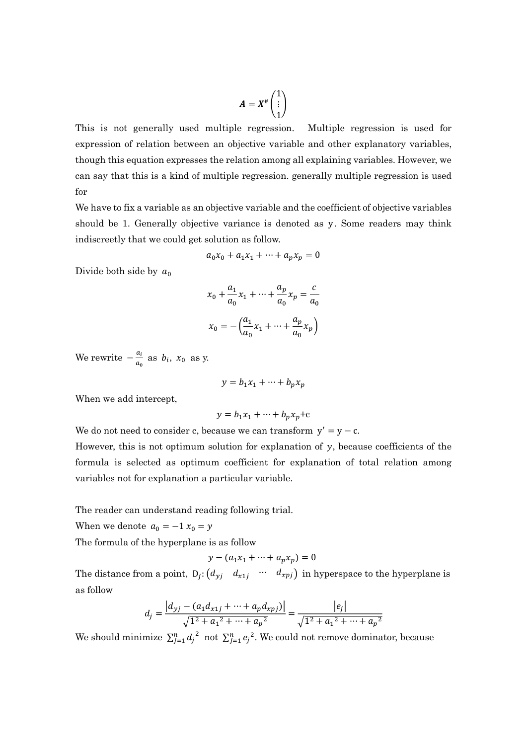$$\boldsymbol{A} = \boldsymbol{X}^{\#}\begin{pmatrix}1\\ \vdots\\ 1\end{pmatrix}$$

This is not generally used multiple regression. Multiple regression is used for expression of relation between an objective variable and other explanatory variables, though this equation expresses the relation among all explaining variables. However, we can say that this is a kind of multiple regression. generally multiple regression is used for

We have to fix a variable as an objective variable and the coefficient of objective variables should be 1. Generally objective variance is denoted as $y$. Some readers may think indiscreetly that we could get solution as follow.

$$a_0x_0 + a_1x_1 + \cdots + a_px_p = 0$$

Divide both side by $a_0$

$$x_0 + \frac{a_1}{a_0}x_1 + \cdots + \frac{a_p}{a_0}x_p = \frac{c}{a_0}$$

$$x_0 = -\left(\frac{a_1}{a_0}x_1 + \cdots + \frac{a_p}{a_0}x_p\right)$$

We rewrite $-\frac{a_i}{a_0}$ as $b_i$, $x_0$ as y.

$$y = b_1x_1 + \cdots + b_px_p$$

When we add intercept,

$$y = b_1x_1 + \cdots + b_px_p + \mathrm{c}$$

We do not need to consider c, because we can transform $\mathrm{y}' = \mathrm{y} - \mathrm{c}$.

However, this is not optimum solution for explanation of $y$, because coefficients of the formula is selected as optimum coefficient for explanation of total relation among variables not for explanation a particular variable.

The reader can understand reading following trial.

When we denote $a_0 = -1$ $x_0 = y$

The formula of the hyperplane is as follow

$$y - (a_1x_1 + \cdots + a_px_p) = 0$$

The distance from a point, $\mathrm{D}_j\!: \begin{pmatrix}d_{yj} & d_{x1j} & \cdots & d_{xpj}\end{pmatrix}$ in hyperspace to the hyperplane is as follow

$$d_j = \frac{\left|d_{yj} - (a_1d_{x1j} + \cdots + a_pd_{xpj})\right|}{\sqrt{1^2 + {a_1}^2 + \cdots + {a_p}^2}} = \frac{\left|e_j\right|}{\sqrt{1^2 + {a_1}^2 + \cdots + {a_p}^2}}$$

We should minimize $\sum_{j=1}^{n} {d_j}^2$ not $\sum_{j=1}^{n} {e_j}^2$. We could not remove dominator, because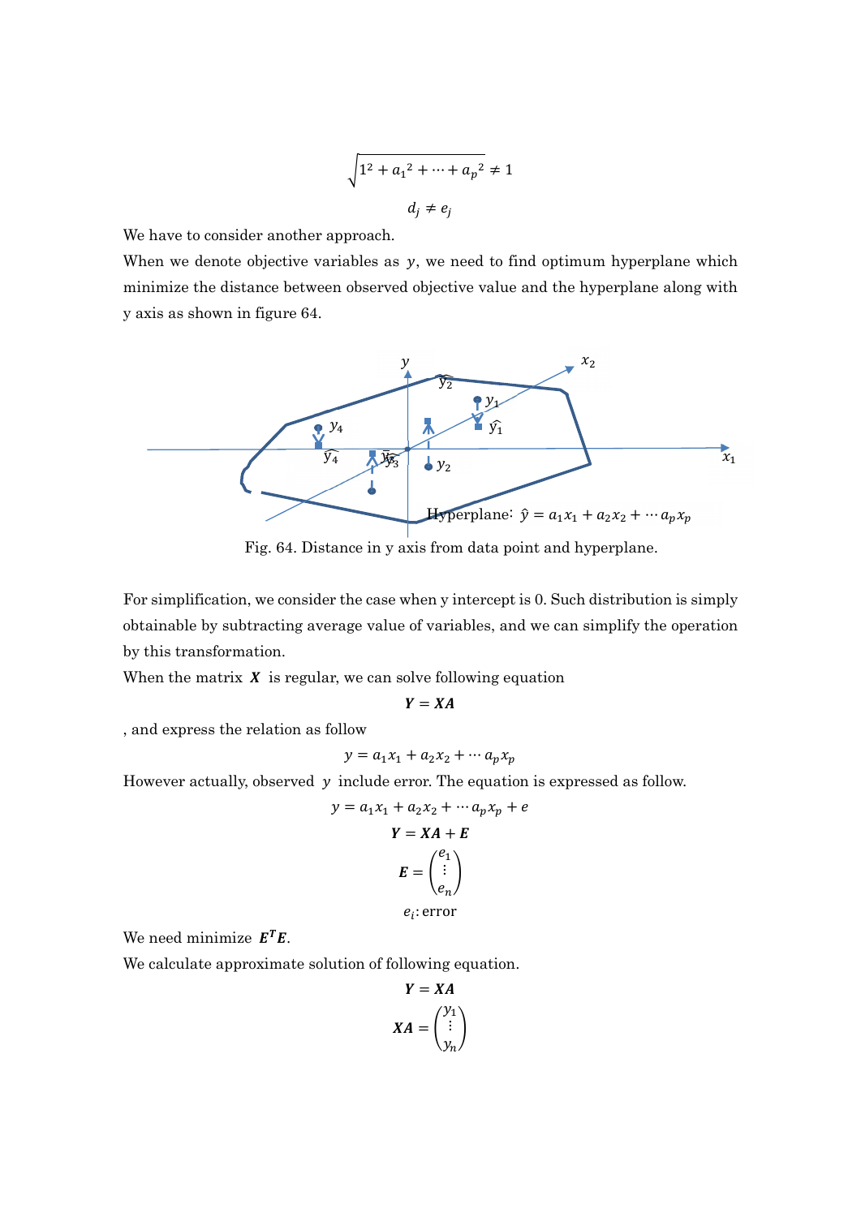$$\sqrt{1^2 + {a_1}^2 + \cdots + {a_p}^2} \neq 1$$

$$d_j \neq e_j$$

We have to consider another approach.

When we denote objective variables as $y$, we need to find optimum hyperplane which minimize the distance between observed objective value and the hyperplane along with y axis as shown in figure 64.

Fig. 64. Distance in y axis from data point and hyperplane.

For simplification, we consider the case when y intercept is 0. Such distribution is simply obtainable by subtracting average value of variables, and we can simplify the operation by this transformation.

When the matrix $\boldsymbol{X}$ is regular, we can solve following equation

$$\boldsymbol{Y} = \boldsymbol{X}\boldsymbol{A}$$

, and express the relation as follow

$$y = a_1 x_1 + a_2 x_2 + \cdots a_p x_p$$

However actually, observed $y$ include error. The equation is expressed as follow.

$$y = a_1 x_1 + a_2 x_2 + \cdots a_p x_p + e$$

$$\boldsymbol{Y} = \boldsymbol{X}\boldsymbol{A} + \boldsymbol{E}$$

$$\boldsymbol{E} = \begin{pmatrix} e_1 \\ \vdots \\ e_n \end{pmatrix}$$

$$e_i\text{: error}$$

We need minimize $\boldsymbol{E}^T\boldsymbol{E}$.

We calculate approximate solution of following equation.

$$\boldsymbol{Y} = \boldsymbol{X}\boldsymbol{A}$$

$$\boldsymbol{X}\boldsymbol{A} = \begin{pmatrix} y_1 \\ \vdots \\ y_n \end{pmatrix}$$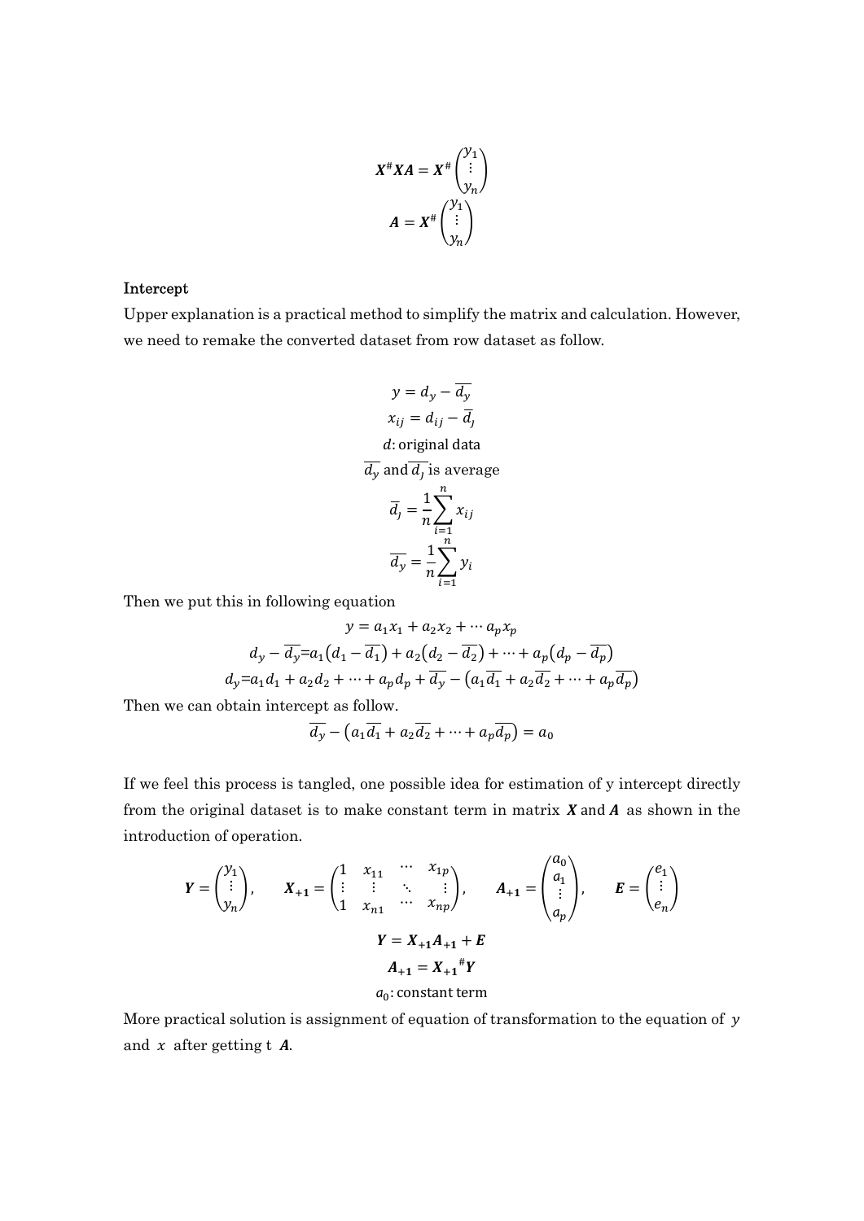$$\boldsymbol{X}^{\#}\boldsymbol{X}\boldsymbol{A} = \boldsymbol{X}^{\#}\begin{pmatrix} y_1 \\ \vdots \\ y_n \end{pmatrix}$$

$$\boldsymbol{A} = \boldsymbol{X}^{\#}\begin{pmatrix} y_1 \\ \vdots \\ y_n \end{pmatrix}$$

### Intercept

Upper explanation is a practical method to simplify the matrix and calculation. However, we need to remake the converted dataset from row dataset as follow.

$$y = d_y - \overline{d_y}$$

$$x_{ij} = d_{ij} - \overline{d_j}$$

$$d\text{: original data}$$

$$\overline{d_y} \text{ and } \overline{d_j} \text{ is average}$$

$$\overline{d_j} = \frac{1}{n}\sum_{i=1}^{n} x_{ij}$$

$$\overline{d_y} = \frac{1}{n}\sum_{i=1}^{n} y_i$$

Then we put this in following equation

$$y = a_1 x_1 + a_2 x_2 + \cdots a_p x_p$$

$$d_y - \overline{d_y} = a_1\left(d_1 - \overline{d_1}\right) + a_2\left(d_2 - \overline{d_2}\right) + \cdots + a_p\left(d_p - \overline{d_p}\right)$$

$$d_y = a_1 d_1 + a_2 d_2 + \cdots + a_p d_p + \overline{d_y} - \left(a_1\overline{d_1} + a_2\overline{d_2} + \cdots + a_p\overline{d_p}\right)$$

Then we can obtain intercept as follow.

$$\overline{d_y} - \left(a_1\overline{d_1} + a_2\overline{d_2} + \cdots + a_p\overline{d_p}\right) = a_0$$

If we feel this process is tangled, one possible idea for estimation of y intercept directly from the original dataset is to make constant term in matrix $\boldsymbol{X}$ and $\boldsymbol{A}$ as shown in the introduction of operation.

$$\boldsymbol{Y} = \begin{pmatrix} y_1 \\ \vdots \\ y_n \end{pmatrix}, \qquad \boldsymbol{X_{+1}} = \begin{pmatrix} 1 & x_{11} & \cdots & x_{1p} \\ \vdots & \vdots & \ddots & \vdots \\ 1 & x_{n1} & \cdots & x_{np} \end{pmatrix}, \qquad \boldsymbol{A_{+1}} = \begin{pmatrix} a_0 \\ a_1 \\ \vdots \\ a_p \end{pmatrix}, \qquad \boldsymbol{E} = \begin{pmatrix} e_1 \\ \vdots \\ e_n \end{pmatrix}$$

$$\boldsymbol{Y} = \boldsymbol{X_{+1}}\boldsymbol{A_{+1}} + \boldsymbol{E}$$

$$\boldsymbol{A_{+1}} = \boldsymbol{X_{+1}}^{\#}\boldsymbol{Y}$$

$$a_0\text{: constant term}$$

More practical solution is assignment of equation of transformation to the equation of $y$ and $x$ after getting t $\boldsymbol{A}$.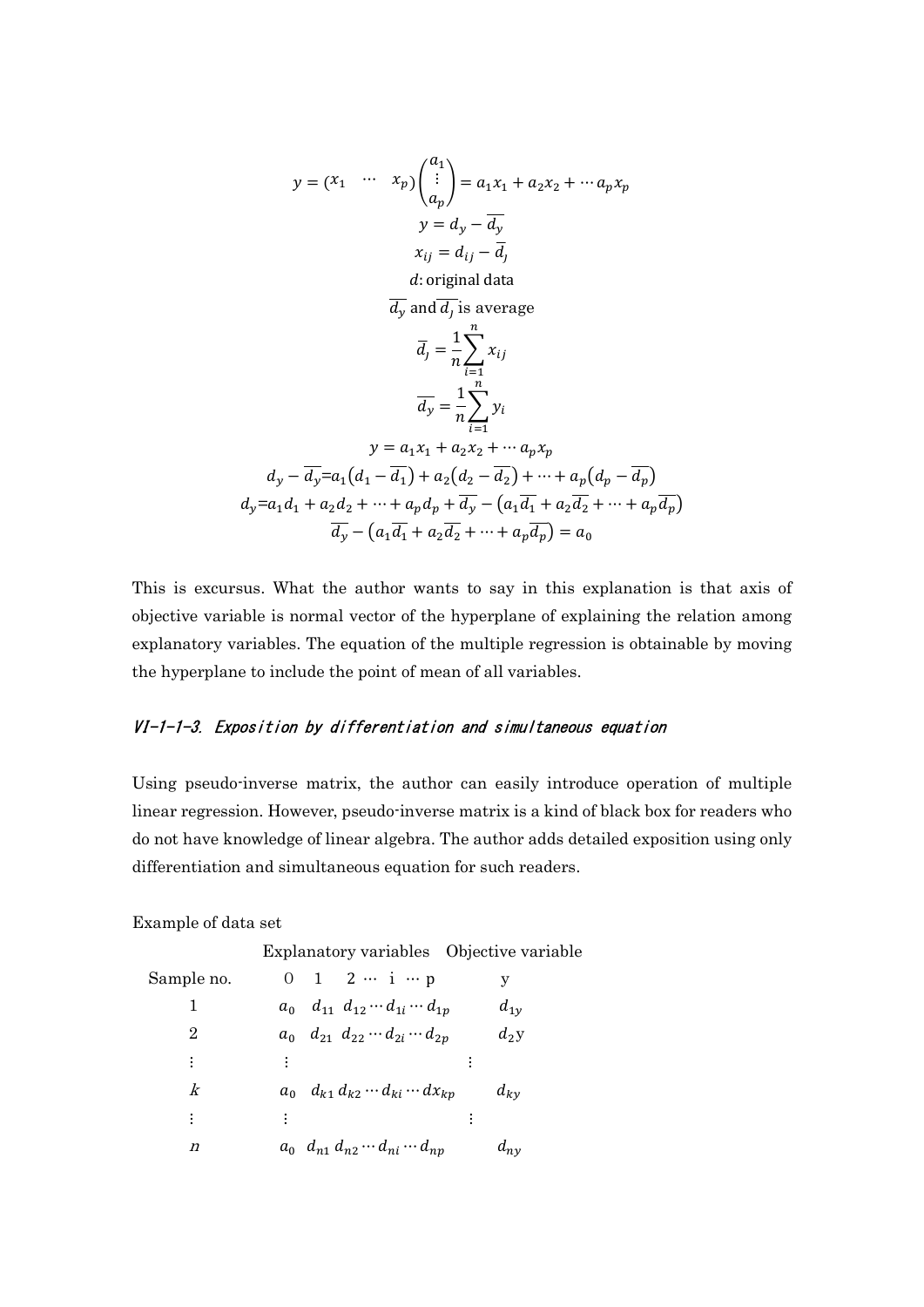$$y = (x_1 \quad \cdots \quad x_p)\begin{pmatrix} a_1 \\ \vdots \\ a_p \end{pmatrix} = a_1 x_1 + a_2 x_2 + \cdots a_p x_p$$

$$y = d_y - \overline{d_y}$$

$$x_{ij} = d_{ij} - \overline{d_J}$$

$$d\text{: original data}$$

$$\overline{d_y} \text{ and } \overline{d_J} \text{ is average}$$

$$\overline{d_J} = \frac{1}{n}\sum_{i=1}^{n} x_{ij}$$

$$\overline{d_y} = \frac{1}{n}\sum_{i=1}^{n} y_i$$

$$y = a_1 x_1 + a_2 x_2 + \cdots a_p x_p$$

$$d_y - \overline{d_y} = a_1(d_1 - \overline{d_1}) + a_2(d_2 - \overline{d_2}) + \cdots + a_p(d_p - \overline{d_p})$$

$$d_y = a_1 d_1 + a_2 d_2 + \cdots + a_p d_p + \overline{d_y} - (a_1\overline{d_1} + a_2\overline{d_2} + \cdots + a_p\overline{d_p})$$

$$\overline{d_y} - (a_1\overline{d_1} + a_2\overline{d_2} + \cdots + a_p\overline{d_p}) = a_0$$

This is excursus. What the author wants to say in this explanation is that axis of objective variable is normal vector of the hyperplane of explaining the relation among explanatory variables. The equation of the multiple regression is obtainable by moving the hyperplane to include the point of mean of all variables.

### *VI-1-1-3. Exposition by differentiation and simultaneous equation*

Using pseudo-inverse matrix, the author can easily introduce operation of multiple linear regression. However, pseudo-inverse matrix is a kind of black box for readers who do not have knowledge of linear algebra. The author adds detailed exposition using only differentiation and simultaneous equation for such readers.

Example of data set

| | Explanatory variables | Objective variable |
|---|---|---|
| Sample no. | 0 1 2 ⋯ i ⋯ p | y |
| 1 | $a_0$ $d_{11}$ $d_{12} \cdots d_{1i} \cdots d_{1p}$ | $d_{1y}$ |
| 2 | $a_0$ $d_{21}$ $d_{22} \cdots d_{2i} \cdots d_{2p}$ | $d_2$y |
| ⋮ | ⋮ ⋮ | |
| $k$ | $a_0$ $d_{k1}\, d_{k2} \cdots d_{ki} \cdots dx_{kp}$ | $d_{ky}$ |
| ⋮ | ⋮ ⋮ | |
| $n$ | $a_0$ $d_{n1}\, d_{n2} \cdots d_{ni} \cdots d_{np}$ | $d_{ny}$ |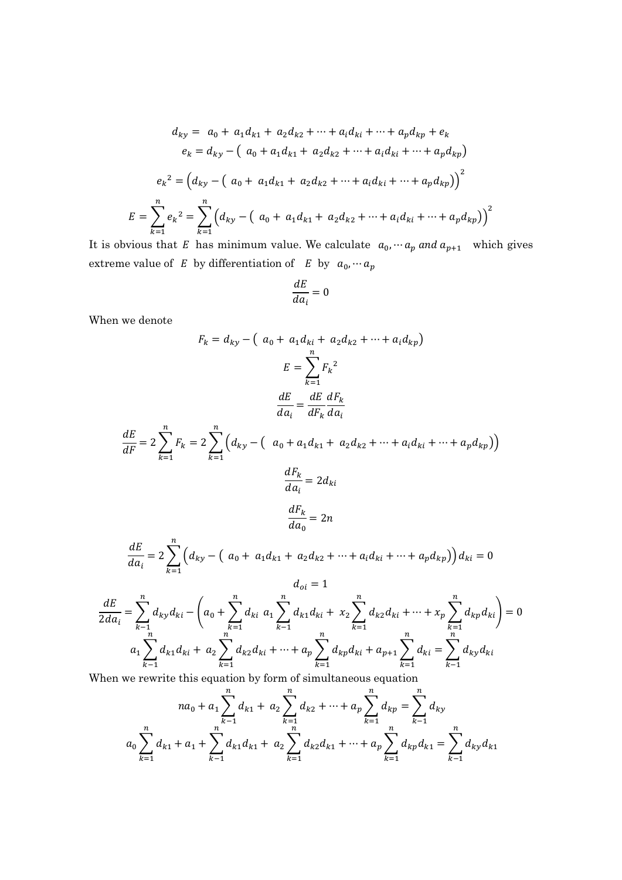$$d_{ky} = \; a_0 + \; a_1 d_{k1} + \; a_2 d_{k2} + \cdots + a_i d_{ki} + \cdots + a_p d_{kp} + e_k$$

$$e_k = d_{ky} - \left( \; a_0 + a_1 d_{k1} + \; a_2 d_{k2} + \cdots + a_i d_{ki} + \cdots + a_p d_{kp} \right)$$

$${e_k}^2 = \left( d_{ky} - \left( \; a_0 + \; a_1 d_{k1} + \; a_2 d_{k2} + \cdots + a_i d_{ki} + \cdots + a_p d_{kp} \right) \right)^2$$

$$E = \sum_{k=1}^{n} {e_k}^2 = \sum_{k=1}^{n} \left( d_{ky} - \left( \; a_0 + \; a_1 d_{k1} + \; a_2 d_{k2} + \cdots + a_i d_{ki} + \cdots + a_p d_{kp} \right) \right)^2$$

It is obvious that $E$ has minimum value. We calculate $a_0, \cdots a_p \; and \; a_{p+1}$ which gives extreme value of $E$ by differentiation of $E$ by $a_0, \cdots a_p$

$$\frac{dE}{da_i} = 0$$

When we denote

$$F_k = d_{ky} - \left( \; a_0 + \; a_1 d_{ki} + \; a_2 d_{k2} + \cdots + a_i d_{kp} \right)$$

$$E = \sum_{k=1}^{n} {F_k}^2$$

$$\frac{dE}{da_i} = \frac{dE}{dF_k} \frac{dF_k}{da_i}$$

$$\frac{dE}{dF} = 2 \sum_{k=1}^{n} F_k = 2 \sum_{k=1}^{n} \left( d_{ky} - \left( \; a_0 + a_1 d_{k1} + \; a_2 d_{k2} + \cdots + a_i d_{ki} + \cdots + a_p d_{kp} \right) \right)$$

$$\frac{dF_k}{da_i} = 2 d_{ki}$$

$$\frac{dF_k}{da_0} = 2n$$

$$\frac{dE}{da_i} = 2 \sum_{k=1}^{n} \left( d_{ky} - \left( \; a_0 + \; a_1 d_{k1} + \; a_2 d_{k2} + \cdots + a_i d_{ki} + \cdots + a_p d_{kp} \right) \right) d_{ki} = 0$$

$$d_{oi} = 1$$

$$\frac{dE}{2da_i} = \sum_{k-1}^{n} d_{ky} d_{ki} - \left( a_0 + \sum_{k=1}^{n} d_{ki} \; a_1 \sum_{k-1}^{n} d_{k1} d_{ki} + \; x_2 \sum_{k=1}^{n} d_{k2} d_{ki} + \cdots + x_p \sum_{k=1}^{n} d_{kp} d_{ki} \right) = 0$$

$$a_1 \sum_{k-1}^{n} d_{k1} d_{ki} + \; a_2 \sum_{k=1}^{n} d_{k2} d_{ki} + \cdots + a_p \sum_{k=1}^{n} d_{kp} d_{ki} + a_{p+1} \sum_{k=1}^{n} d_{ki} = \sum_{k-1}^{n} d_{ky} d_{ki}$$

When we rewrite this equation by form of simultaneous equation

$$n a_0 + a_1 \sum_{k-1}^{n} d_{k1} + \; a_2 \sum_{k=1}^{n} d_{k2} + \cdots + a_p \sum_{k=1}^{n} d_{kp} = \sum_{k-1}^{n} d_{ky}$$

$$a_0 \sum_{k=1}^{n} d_{k1} + a_1 + \sum_{k-1}^{n} d_{k1} d_{k1} + \; a_2 \sum_{k=1}^{n} d_{k2} d_{k1} + \cdots + a_p \sum_{k=1}^{n} d_{kp} d_{k1} = \sum_{k-1}^{n} d_{ky} d_{k1}$$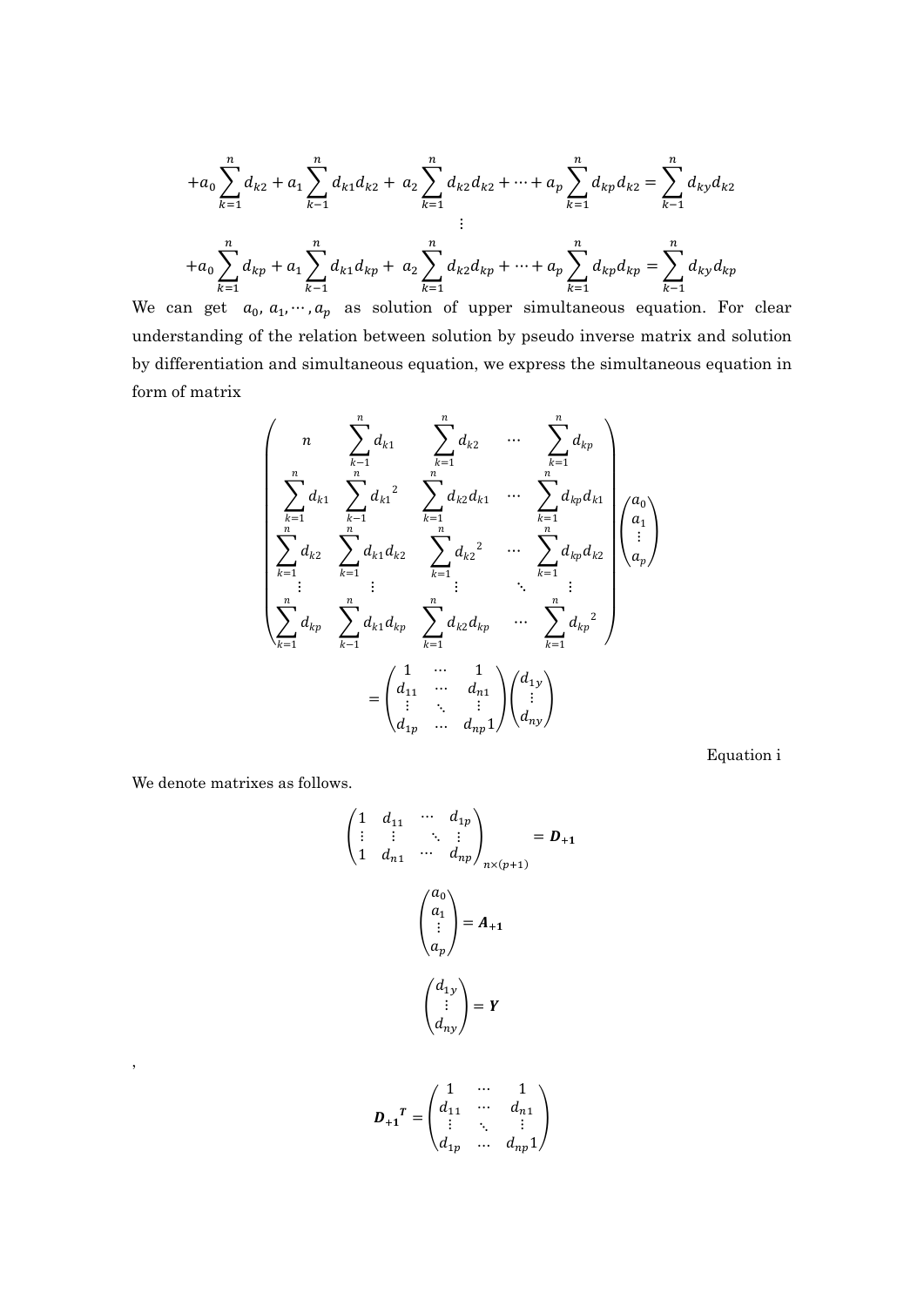$$+a_0 \sum_{k=1}^{n} d_{k2} + a_1 \sum_{k-1}^{n} d_{k1} d_{k2} + \ a_2 \sum_{k=1}^{n} d_{k2} d_{k2} + \cdots + a_p \sum_{k=1}^{n} d_{kp} d_{k2} = \sum_{k-1}^{n} d_{ky} d_{k2}$$

$$\vdots$$

$$+a_0 \sum_{k=1}^{n} d_{kp} + a_1 \sum_{k-1}^{n} d_{k1} d_{kp} + \ a_2 \sum_{k=1}^{n} d_{k2} d_{kp} + \cdots + a_p \sum_{k=1}^{n} d_{kp} d_{kp} = \sum_{k-1}^{n} d_{ky} d_{kp}$$

We can get $a_0, a_1, \cdots, a_p$ as solution of upper simultaneous equation. For clear understanding of the relation between solution by pseudo inverse matrix and solution by differentiation and simultaneous equation, we express the simultaneous equation in form of matrix

$$\begin{pmatrix} n & \sum_{k-1}^{n} d_{k1} & \sum_{k=1}^{n} d_{k2} & \cdots & \sum_{k=1}^{n} d_{kp} \\ \sum_{k=1}^{n} d_{k1} & \sum_{k-1}^{n} {d_{k1}}^2 & \sum_{k=1}^{n} d_{k2} d_{k1} & \cdots & \sum_{k=1}^{n} d_{kp} d_{k1} \\ \sum_{k=1}^{n} d_{k2} & \sum_{k=1}^{n} d_{k1} d_{k2} & \sum_{k=1}^{n} {d_{k2}}^2 & \cdots & \sum_{k=1}^{n} d_{kp} d_{k2} \\ \vdots & \vdots & \vdots & \ddots & \vdots \\ \sum_{k=1}^{n} d_{kp} & \sum_{k-1}^{n} d_{k1} d_{kp} & \sum_{k=1}^{n} d_{k2} d_{kp} & \cdots & \sum_{k=1}^{n} {d_{kp}}^2 \end{pmatrix} \begin{pmatrix} a_0 \\ a_1 \\ \vdots \\ a_p \end{pmatrix}$$

$$= \begin{pmatrix} 1 & \cdots & 1 \\ d_{11} & \cdots & d_{n1} \\ \vdots & \ddots & \vdots \\ d_{1p} & \cdots & d_{np} 1 \end{pmatrix} \begin{pmatrix} d_{1y} \\ \vdots \\ d_{ny} \end{pmatrix}$$

Equation i

We denote matrixes as follows.

$$\begin{pmatrix} 1 & d_{11} & \cdots & d_{1p} \\ \vdots & \vdots & \ddots & \vdots \\ 1 & d_{n1} & \cdots & d_{np} \end{pmatrix}_{n \times (p+1)} = \boldsymbol{D_{+1}}$$

$$\begin{pmatrix} a_0 \\ a_1 \\ \vdots \\ a_p \end{pmatrix} = \boldsymbol{A_{+1}}$$

$$\begin{pmatrix} d_{1y} \\ \vdots \\ d_{ny} \end{pmatrix} = \boldsymbol{Y}$$

,

$$\boldsymbol{D_{+1}}^T = \begin{pmatrix} 1 & \cdots & 1 \\ d_{11} & \cdots & d_{n1} \\ \vdots & \ddots & \vdots \\ d_{1p} & \cdots & d_{np} 1 \end{pmatrix}$$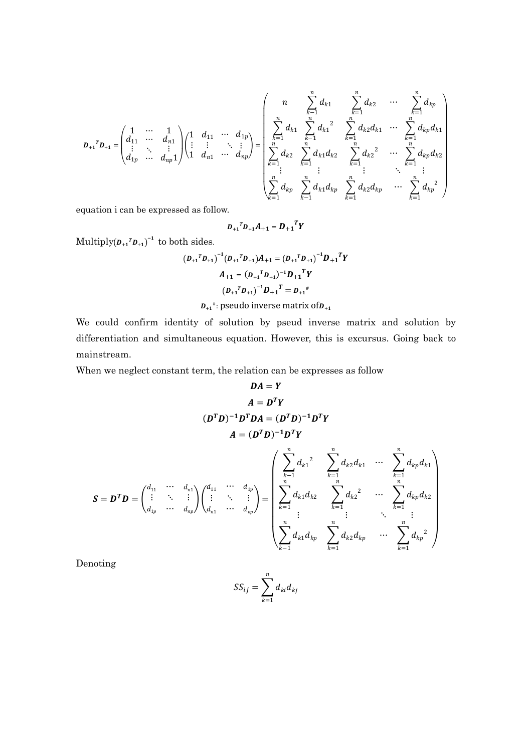$$\boldsymbol{D_{+1}}^T\boldsymbol{D_{+1}} = \begin{pmatrix} 1 & \cdots & 1 \\ d_{11} & \cdots & d_{n1} \\ \vdots & \ddots & \vdots \\ d_{1p} & \cdots & d_{np} \end{pmatrix} \begin{pmatrix} 1 & d_{11} & \cdots & d_{1p} \\ \vdots & \vdots & \ddots & \vdots \\ 1 & d_{n1} & \cdots & d_{np} \end{pmatrix} = \begin{pmatrix} n & \sum_{k-1}^{n} d_{k1} & \sum_{k=1}^{n} d_{k2} & \cdots & \sum_{k=1}^{n} d_{kp} \\ \sum_{k=1}^{n} d_{k1} & \sum_{k-1}^{n} {d_{k1}}^2 & \sum_{k=1}^{n} d_{k2}d_{k1} & \cdots & \sum_{k=1}^{n} d_{kp}d_{k1} \\ \sum_{k=1}^{n} d_{k2} & \sum_{k=1}^{n} d_{k1}d_{k2} & \sum_{k=1}^{n} {d_{k2}}^2 & \cdots & \sum_{k=1}^{n} d_{kp}d_{k2} \\ \vdots & \vdots & \vdots & \ddots & \vdots \\ \sum_{k=1}^{n} d_{kp} & \sum_{k-1}^{n} d_{k1}d_{kp} & \sum_{k=1}^{n} d_{k2}d_{kp} & \cdots & \sum_{k=1}^{n} {d_{kp}}^2 \end{pmatrix}$$

equation i can be expressed as follow.

$$\boldsymbol{D_{+1}}^T\boldsymbol{D_{+1}}\boldsymbol{A_{+1}} = \boldsymbol{D_{+1}}^T\boldsymbol{Y}$$

Multiply$(\boldsymbol{D_{+1}}^T\boldsymbol{D_{+1}})^{-1}$ to both sides.

$$(\boldsymbol{D_{+1}}^T\boldsymbol{D_{+1}})^{-1}(\boldsymbol{D_{+1}}^T\boldsymbol{D_{+1}})\boldsymbol{A_{+1}} = (\boldsymbol{D_{+1}}^T\boldsymbol{D_{+1}})^{-1}\boldsymbol{D_{+1}}^T\boldsymbol{Y}$$

$$\boldsymbol{A_{+1}} = (\boldsymbol{D_{+1}}^T\boldsymbol{D_{+1}})^{-1}\boldsymbol{D_{+1}}^T\boldsymbol{Y}$$

$$(\boldsymbol{D_{+1}}^T\boldsymbol{D_{+1}})^{-1}\boldsymbol{D_{+1}}^T = \boldsymbol{D_{+1}}^{\#}$$

$\boldsymbol{D_{+1}}^{\#}$: pseudo inverse matrix of$\boldsymbol{D_{+1}}$

We could confirm identity of solution by pseud inverse matrix and solution by differentiation and simultaneous equation. However, this is excursus. Going back to mainstream.

When we neglect constant term, the relation can be expresses as follow

$$\boldsymbol{DA} = \boldsymbol{Y}$$

$$\boldsymbol{A} = \boldsymbol{D^TY}$$

$$(\boldsymbol{D^TD})^{-1}\boldsymbol{D^TDA} = (\boldsymbol{D^TD})^{-1}\boldsymbol{D^TY}$$

$$\boldsymbol{A} = (\boldsymbol{D^TD})^{-1}\boldsymbol{D^TY}$$

$$\boldsymbol{S} = \boldsymbol{D^TD} = \begin{pmatrix} d_{11} & \cdots & d_{n1} \\ \vdots & \ddots & \vdots \\ d_{1p} & \cdots & d_{np} \end{pmatrix} \begin{pmatrix} d_{11} & \cdots & d_{1p} \\ \vdots & \ddots & \vdots \\ d_{n1} & \cdots & d_{np} \end{pmatrix} = \begin{pmatrix} \sum_{k-1}^{n} {d_{k1}}^2 & \sum_{k=1}^{n} d_{k2}d_{k1} & \cdots & \sum_{k=1}^{n} d_{kp}d_{k1} \\ \sum_{k=1}^{n} d_{k1}d_{k2} & \sum_{k=1}^{n} {d_{k2}}^2 & \cdots & \sum_{k=1}^{n} d_{kp}d_{k2} \\ \vdots & \vdots & \ddots & \vdots \\ \sum_{k-1}^{n} d_{k1}d_{kp} & \sum_{k=1}^{n} d_{k2}d_{kp} & \cdots & \sum_{k=1}^{n} {d_{kp}}^2 \end{pmatrix}$$

Denoting

$$SS_{ij} = \sum_{k=1}^{n} d_{ki}d_{kj}$$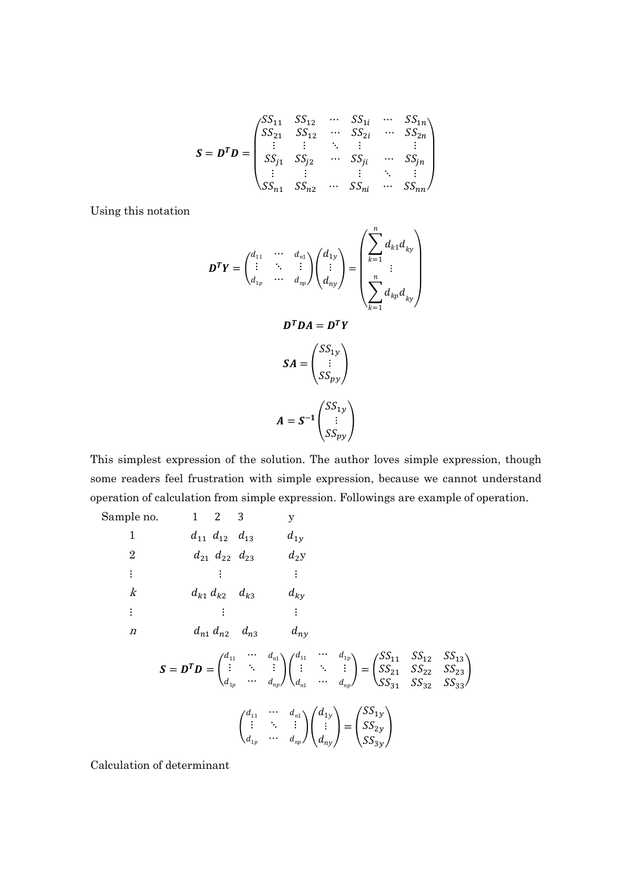$$
\boldsymbol{S} = \boldsymbol{D^T D} = \begin{pmatrix} SS_{11} & SS_{12} & \cdots & SS_{1i} & \cdots & SS_{1n} \\ SS_{21} & SS_{12} & \cdots & SS_{2i} & \cdots & SS_{2n} \\ \vdots & \vdots & \ddots & \vdots & & \vdots \\ SS_{j1} & SS_{j2} & \cdots & SS_{ji} & \cdots & SS_{jn} \\ \vdots & \vdots & & \vdots & \ddots & \vdots \\ SS_{n1} & SS_{n2} & \cdots & SS_{ni} & \cdots & SS_{nn} \end{pmatrix}
$$

Using this notation

$$
\boldsymbol{D^T Y} = \begin{pmatrix} d_{11} & \cdots & d_{n1} \\ \vdots & \ddots & \vdots \\ d_{1p} & \cdots & d_{np} \end{pmatrix} \begin{pmatrix} d_{1y} \\ \vdots \\ d_{ny} \end{pmatrix} = \begin{pmatrix} \sum_{k=1}^{n} d_{k1} d_{ky} \\ \vdots \\ \sum_{k=1}^{n} d_{kp} d_{ky} \end{pmatrix}
$$

$$
\boldsymbol{D^T D A} = \boldsymbol{D^T Y}
$$

$$
\boldsymbol{SA} = \begin{pmatrix} SS_{1y} \\ \vdots \\ SS_{py} \end{pmatrix}
$$

$$
\boldsymbol{A} = \boldsymbol{S^{-1}} \begin{pmatrix} SS_{1y} \\ \vdots \\ SS_{py} \end{pmatrix}
$$

This simplest expression of the solution. The author loves simple expression, though some readers feel frustration with simple expression, because we cannot understand operation of calculation from simple expression. Followings are example of operation.

| Sample no. | 1 | 2 | 3 | y |
|---|---|---|---|---|
| 1 | $d_{11}$ | $d_{12}$ | $d_{13}$ | $d_{1y}$ |
| 2 | $d_{21}$ | $d_{22}$ | $d_{23}$ | $d_{2}$y |
| $\vdots$ | | $\vdots$ | | $\vdots$ |
| $k$ | $d_{k1}$ | $d_{k2}$ | $d_{k3}$ | $d_{ky}$ |
| $\vdots$ | | $\vdots$ | | $\vdots$ |
| $n$ | $d_{n1}$ | $d_{n2}$ | $d_{n3}$ | $d_{ny}$ |

$$
\boldsymbol{S} = \boldsymbol{D^T D} = \begin{pmatrix} d_{11} & \cdots & d_{n1} \\ \vdots & \ddots & \vdots \\ d_{1p} & \cdots & d_{np} \end{pmatrix} \begin{pmatrix} d_{11} & \cdots & d_{1p} \\ \vdots & \ddots & \vdots \\ d_{n1} & \cdots & d_{np} \end{pmatrix} = \begin{pmatrix} SS_{11} & SS_{12} & SS_{13} \\ SS_{21} & SS_{22} & SS_{23} \\ SS_{31} & SS_{32} & SS_{33} \end{pmatrix}
$$

$$
\begin{pmatrix} d_{11} & \cdots & d_{n1} \\ \vdots & \ddots & \vdots \\ d_{1p} & \cdots & d_{np} \end{pmatrix} \begin{pmatrix} d_{1y} \\ \vdots \\ d_{ny} \end{pmatrix} = \begin{pmatrix} SS_{1y} \\ SS_{2y} \\ SS_{3y} \end{pmatrix}
$$

Calculation of determinant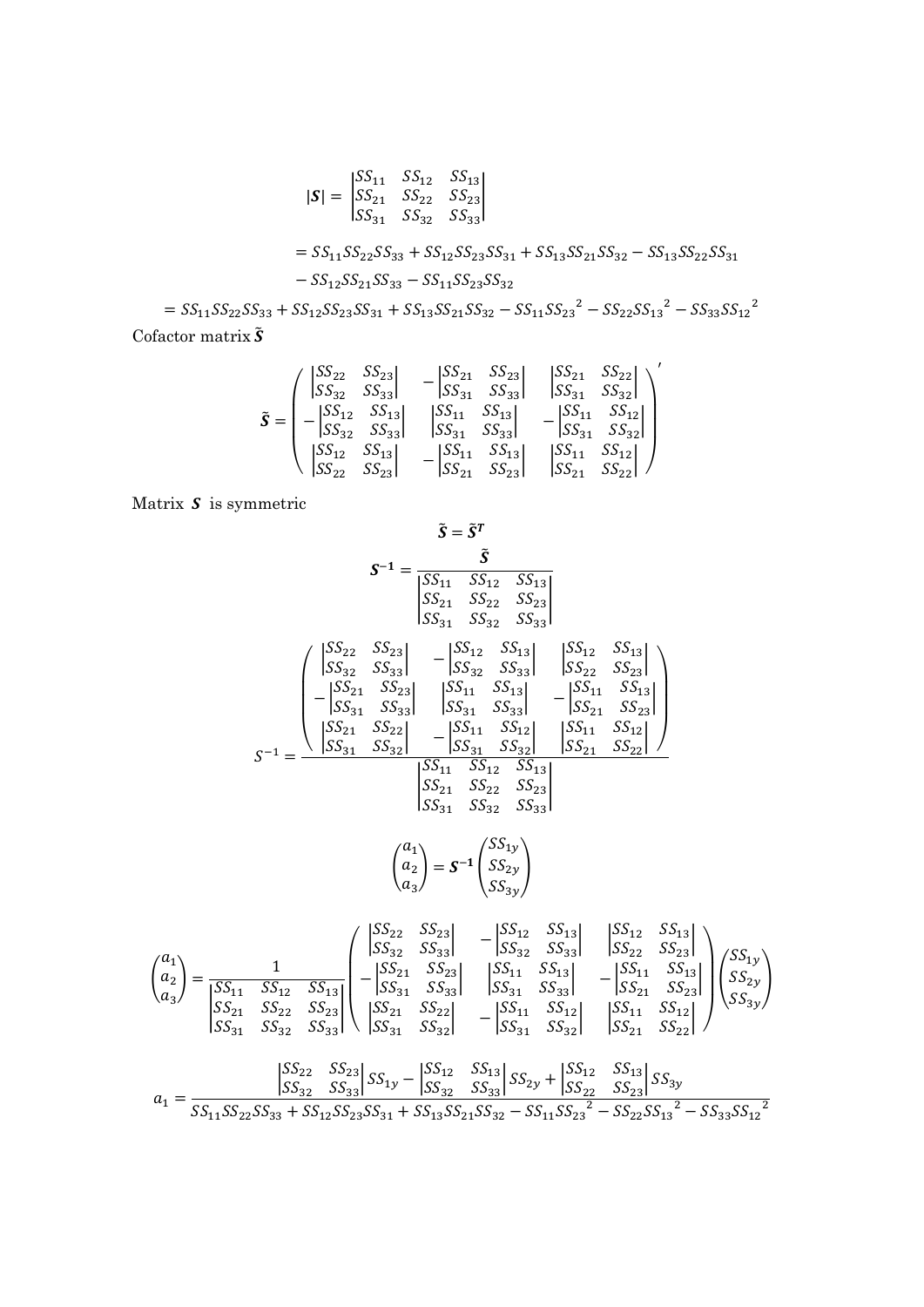$$|\boldsymbol{S}| = \begin{vmatrix} SS_{11} & SS_{12} & SS_{13} \\ SS_{21} & SS_{22} & SS_{23} \\ SS_{31} & SS_{32} & SS_{33} \end{vmatrix}$$

$$= SS_{11}SS_{22}SS_{33} + SS_{12}SS_{23}SS_{31} + SS_{13}SS_{21}SS_{32} - SS_{13}SS_{22}SS_{31} - SS_{12}SS_{21}SS_{33} - SS_{11}SS_{23}SS_{32}$$

$$= SS_{11}SS_{22}SS_{33} + SS_{12}SS_{23}SS_{31} + SS_{13}SS_{21}SS_{32} - SS_{11}{SS_{23}}^2 - SS_{22}{SS_{13}}^2 - SS_{33}{SS_{12}}^2$$

Cofactor matrix $\tilde{\boldsymbol{S}}$

$$\tilde{\boldsymbol{S}} = \begin{pmatrix} \begin{vmatrix} SS_{22} & SS_{23} \\ SS_{32} & SS_{33} \end{vmatrix} & -\begin{vmatrix} SS_{21} & SS_{23} \\ SS_{31} & SS_{33} \end{vmatrix} & \begin{vmatrix} SS_{21} & SS_{22} \\ SS_{31} & SS_{32} \end{vmatrix} \\ -\begin{vmatrix} SS_{12} & SS_{13} \\ SS_{32} & SS_{33} \end{vmatrix} & \begin{vmatrix} SS_{11} & SS_{13} \\ SS_{31} & SS_{33} \end{vmatrix} & -\begin{vmatrix} SS_{11} & SS_{12} \\ SS_{31} & SS_{32} \end{vmatrix} \\ \begin{vmatrix} SS_{12} & SS_{13} \\ SS_{22} & SS_{23} \end{vmatrix} & -\begin{vmatrix} SS_{11} & SS_{13} \\ SS_{21} & SS_{23} \end{vmatrix} & \begin{vmatrix} SS_{11} & SS_{12} \\ SS_{21} & SS_{22} \end{vmatrix} \end{pmatrix}'$$

Matrix $\boldsymbol{S}$ is symmetric

$$\tilde{\boldsymbol{S}} = \tilde{\boldsymbol{S}}^{\boldsymbol{T}}$$

$$\boldsymbol{S}^{-1} = \frac{\tilde{\boldsymbol{S}}}{\begin{vmatrix} SS_{11} & SS_{12} & SS_{13} \\ SS_{21} & SS_{22} & SS_{23} \\ SS_{31} & SS_{32} & SS_{33} \end{vmatrix}}$$

$$S^{-1} = \frac{\begin{pmatrix} \begin{vmatrix} SS_{22} & SS_{23} \\ SS_{32} & SS_{33} \end{vmatrix} & -\begin{vmatrix} SS_{12} & SS_{13} \\ SS_{32} & SS_{33} \end{vmatrix} & \begin{vmatrix} SS_{12} & SS_{13} \\ SS_{22} & SS_{23} \end{vmatrix} \\ -\begin{vmatrix} SS_{21} & SS_{23} \\ SS_{31} & SS_{33} \end{vmatrix} & \begin{vmatrix} SS_{11} & SS_{13} \\ SS_{31} & SS_{33} \end{vmatrix} & -\begin{vmatrix} SS_{11} & SS_{13} \\ SS_{21} & SS_{23} \end{vmatrix} \\ \begin{vmatrix} SS_{21} & SS_{22} \\ SS_{31} & SS_{32} \end{vmatrix} & -\begin{vmatrix} SS_{11} & SS_{12} \\ SS_{31} & SS_{32} \end{vmatrix} & \begin{vmatrix} SS_{11} & SS_{12} \\ SS_{21} & SS_{22} \end{vmatrix} \end{pmatrix}}{\begin{vmatrix} SS_{11} & SS_{12} & SS_{13} \\ SS_{21} & SS_{22} & SS_{23} \\ SS_{31} & SS_{32} & SS_{33} \end{vmatrix}}$$

$$\begin{pmatrix} a_1 \\ a_2 \\ a_3 \end{pmatrix} = \boldsymbol{S}^{-1} \begin{pmatrix} SS_{1y} \\ SS_{2y} \\ SS_{3y} \end{pmatrix}$$

$$\begin{pmatrix} a_1 \\ a_2 \\ a_3 \end{pmatrix} = \frac{1}{\begin{vmatrix} SS_{11} & SS_{12} & SS_{13} \\ SS_{21} & SS_{22} & SS_{23} \\ SS_{31} & SS_{32} & SS_{33} \end{vmatrix}} \begin{pmatrix} \begin{vmatrix} SS_{22} & SS_{23} \\ SS_{32} & SS_{33} \end{vmatrix} & -\begin{vmatrix} SS_{12} & SS_{13} \\ SS_{32} & SS_{33} \end{vmatrix} & \begin{vmatrix} SS_{12} & SS_{13} \\ SS_{22} & SS_{23} \end{vmatrix} \\ -\begin{vmatrix} SS_{21} & SS_{23} \\ SS_{31} & SS_{33} \end{vmatrix} & \begin{vmatrix} SS_{11} & SS_{13} \\ SS_{31} & SS_{33} \end{vmatrix} & -\begin{vmatrix} SS_{11} & SS_{13} \\ SS_{21} & SS_{23} \end{vmatrix} \\ \begin{vmatrix} SS_{21} & SS_{22} \\ SS_{31} & SS_{32} \end{vmatrix} & -\begin{vmatrix} SS_{11} & SS_{12} \\ SS_{31} & SS_{32} \end{vmatrix} & \begin{vmatrix} SS_{11} & SS_{12} \\ SS_{21} & SS_{22} \end{vmatrix} \end{pmatrix} \begin{pmatrix} SS_{1y} \\ SS_{2y} \\ SS_{3y} \end{pmatrix}$$

$$a_1 = \frac{\begin{vmatrix} SS_{22} & SS_{23} \\ SS_{32} & SS_{33} \end{vmatrix} SS_{1y} - \begin{vmatrix} SS_{12} & SS_{13} \\ SS_{32} & SS_{33} \end{vmatrix} SS_{2y} + \begin{vmatrix} SS_{12} & SS_{13} \\ SS_{22} & SS_{23} \end{vmatrix} SS_{3y}}{SS_{11}SS_{22}SS_{33} + SS_{12}SS_{23}SS_{31} + SS_{13}SS_{21}SS_{32} - SS_{11}{SS_{23}}^2 - SS_{22}{SS_{13}}^2 - SS_{33}{SS_{12}}^2}$$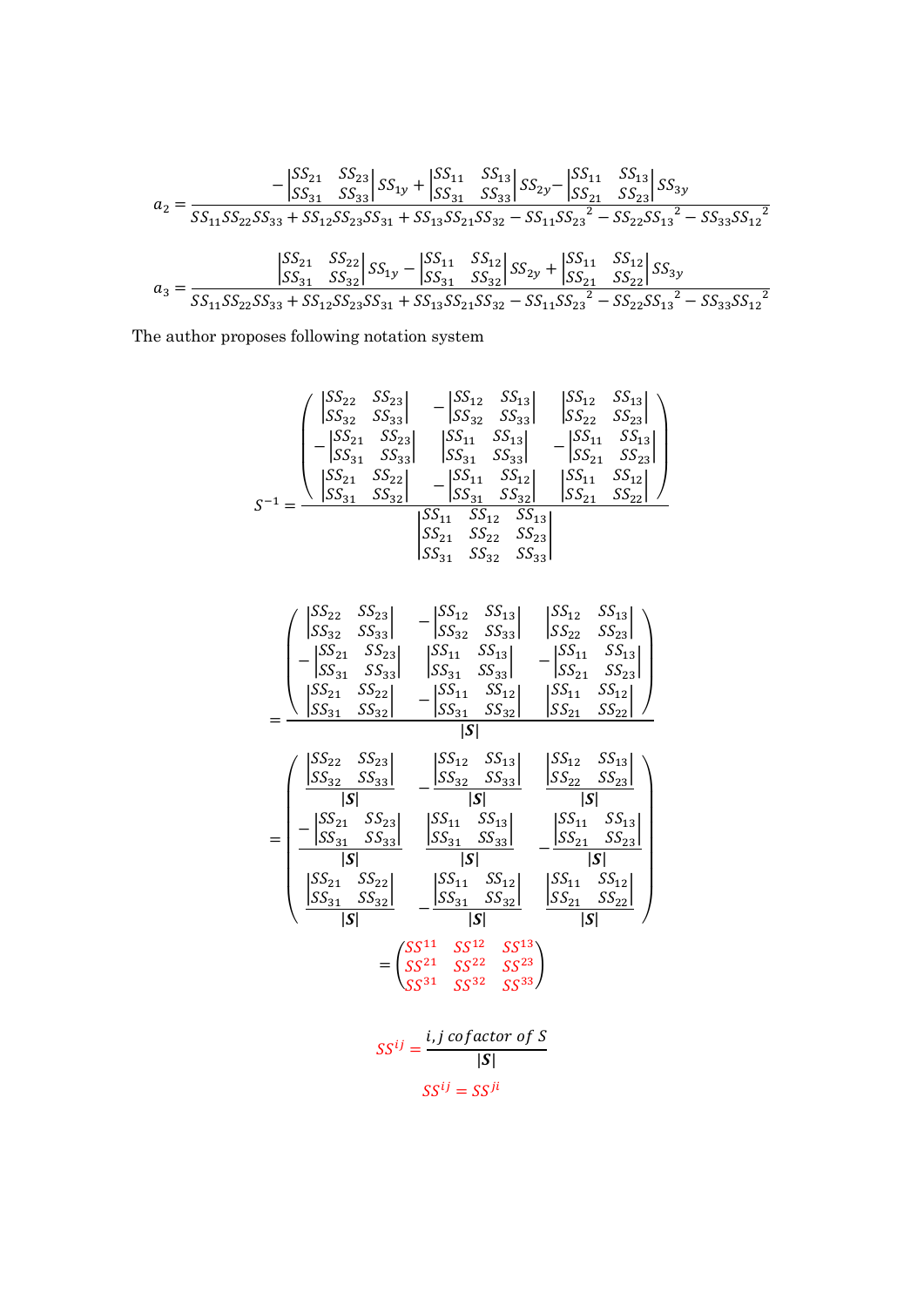$$a_2 = \frac{-\begin{vmatrix} SS_{21} & SS_{23} \\ SS_{31} & SS_{33} \end{vmatrix} SS_{1y} + \begin{vmatrix} SS_{11} & SS_{13} \\ SS_{31} & SS_{33} \end{vmatrix} SS_{2y} - \begin{vmatrix} SS_{11} & SS_{13} \\ SS_{21} & SS_{23} \end{vmatrix} SS_{3y}}{SS_{11}SS_{22}SS_{33} + SS_{12}SS_{23}SS_{31} + SS_{13}SS_{21}SS_{32} - SS_{11}{SS_{23}}^2 - SS_{22}{SS_{13}}^2 - SS_{33}{SS_{12}}^2}$$

$$a_3 = \frac{\begin{vmatrix} SS_{21} & SS_{22} \\ SS_{31} & SS_{32} \end{vmatrix} SS_{1y} - \begin{vmatrix} SS_{11} & SS_{12} \\ SS_{31} & SS_{32} \end{vmatrix} SS_{2y} + \begin{vmatrix} SS_{11} & SS_{12} \\ SS_{21} & SS_{22} \end{vmatrix} SS_{3y}}{SS_{11}SS_{22}SS_{33} + SS_{12}SS_{23}SS_{31} + SS_{13}SS_{21}SS_{32} - SS_{11}{SS_{23}}^2 - SS_{22}{SS_{13}}^2 - SS_{33}{SS_{12}}^2}$$

The author proposes following notation system

$$S^{-1} = \frac{\begin{pmatrix} \begin{vmatrix} SS_{22} & SS_{23} \\ SS_{32} & SS_{33} \end{vmatrix} & -\begin{vmatrix} SS_{12} & SS_{13} \\ SS_{32} & SS_{33} \end{vmatrix} & \begin{vmatrix} SS_{12} & SS_{13} \\ SS_{22} & SS_{23} \end{vmatrix} \\ -\begin{vmatrix} SS_{21} & SS_{23} \\ SS_{31} & SS_{33} \end{vmatrix} & \begin{vmatrix} SS_{11} & SS_{13} \\ SS_{31} & SS_{33} \end{vmatrix} & -\begin{vmatrix} SS_{11} & SS_{13} \\ SS_{21} & SS_{23} \end{vmatrix} \\ \begin{vmatrix} SS_{21} & SS_{22} \\ SS_{31} & SS_{32} \end{vmatrix} & -\begin{vmatrix} SS_{11} & SS_{12} \\ SS_{31} & SS_{32} \end{vmatrix} & \begin{vmatrix} SS_{11} & SS_{12} \\ SS_{21} & SS_{22} \end{vmatrix} \end{pmatrix}}{\begin{vmatrix} SS_{11} & SS_{12} & SS_{13} \\ SS_{21} & SS_{22} & SS_{23} \\ SS_{31} & SS_{32} & SS_{33} \end{vmatrix}}$$

$$= \frac{\begin{pmatrix} \begin{vmatrix} SS_{22} & SS_{23} \\ SS_{32} & SS_{33} \end{vmatrix} & -\begin{vmatrix} SS_{12} & SS_{13} \\ SS_{32} & SS_{33} \end{vmatrix} & \begin{vmatrix} SS_{12} & SS_{13} \\ SS_{22} & SS_{23} \end{vmatrix} \\ -\begin{vmatrix} SS_{21} & SS_{23} \\ SS_{31} & SS_{33} \end{vmatrix} & \begin{vmatrix} SS_{11} & SS_{13} \\ SS_{31} & SS_{33} \end{vmatrix} & -\begin{vmatrix} SS_{11} & SS_{13} \\ SS_{21} & SS_{23} \end{vmatrix} \\ \begin{vmatrix} SS_{21} & SS_{22} \\ SS_{31} & SS_{32} \end{vmatrix} & -\begin{vmatrix} SS_{11} & SS_{12} \\ SS_{31} & SS_{32} \end{vmatrix} & \begin{vmatrix} SS_{11} & SS_{12} \\ SS_{21} & SS_{22} \end{vmatrix} \end{pmatrix}}{|\boldsymbol{S}|}$$

$$= \begin{pmatrix} \frac{\begin{vmatrix} SS_{22} & SS_{23} \\ SS_{32} & SS_{33} \end{vmatrix}}{|\boldsymbol{S}|} & -\frac{\begin{vmatrix} SS_{12} & SS_{13} \\ SS_{32} & SS_{33} \end{vmatrix}}{|\boldsymbol{S}|} & \frac{\begin{vmatrix} SS_{12} & SS_{13} \\ SS_{22} & SS_{23} \end{vmatrix}}{|\boldsymbol{S}|} \\ -\frac{\begin{vmatrix} SS_{21} & SS_{23} \\ SS_{31} & SS_{33} \end{vmatrix}}{|\boldsymbol{S}|} & \frac{\begin{vmatrix} SS_{11} & SS_{13} \\ SS_{31} & SS_{33} \end{vmatrix}}{|\boldsymbol{S}|} & -\frac{\begin{vmatrix} SS_{11} & SS_{13} \\ SS_{21} & SS_{23} \end{vmatrix}}{|\boldsymbol{S}|} \\ \frac{\begin{vmatrix} SS_{21} & SS_{22} \\ SS_{31} & SS_{32} \end{vmatrix}}{|\boldsymbol{S}|} & -\frac{\begin{vmatrix} SS_{11} & SS_{12} \\ SS_{31} & SS_{32} \end{vmatrix}}{|\boldsymbol{S}|} & \frac{\begin{vmatrix} SS_{11} & SS_{12} \\ SS_{21} & SS_{22} \end{vmatrix}}{|\boldsymbol{S}|} \end{pmatrix}$$

$$= \begin{pmatrix} SS^{11} & SS^{12} & SS^{13} \\ SS^{21} & SS^{22} & SS^{23} \\ SS^{31} & SS^{32} & SS^{33} \end{pmatrix}$$

$$SS^{ij} = \frac{i, j\ cofactor\ of\ S}{|\boldsymbol{S}|}$$

$$SS^{ij} = SS^{ji}$$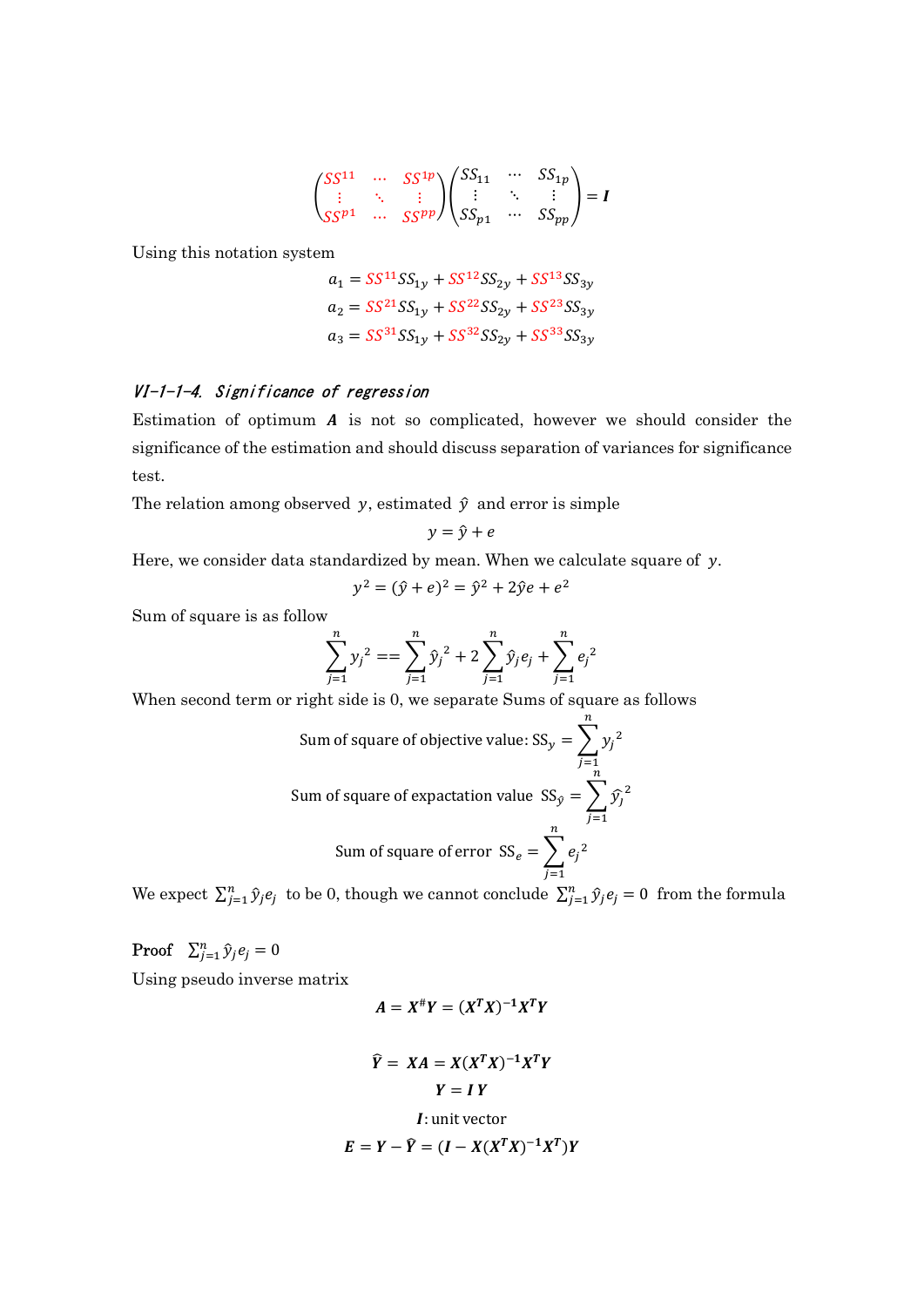$$\begin{pmatrix} SS^{11} & \cdots & SS^{1p} \\ \vdots & \ddots & \vdots \\ SS^{p1} & \cdots & SS^{pp} \end{pmatrix} \begin{pmatrix} SS_{11} & \cdots & SS_{1p} \\ \vdots & \ddots & \vdots \\ SS_{p1} & \cdots & SS_{pp} \end{pmatrix} = \boldsymbol{I}$$

Using this notation system

$$a_1 = SS^{11}SS_{1y} + SS^{12}SS_{2y} + SS^{13}SS_{3y}$$
$$a_2 = SS^{21}SS_{1y} + SS^{22}SS_{2y} + SS^{23}SS_{3y}$$
$$a_3 = SS^{31}SS_{1y} + SS^{32}SS_{2y} + SS^{33}SS_{3y}$$

### *VI-1-1-4. Significance of regression*

Estimation of optimum $\boldsymbol{A}$ is not so complicated, however we should consider the significance of the estimation and should discuss separation of variances for significance test.

The relation among observed $y$, estimated $\hat{y}$ and error is simple

$$y = \hat{y} + e$$

Here, we consider data standardized by mean. When we calculate square of $y$.

$$y^2 = (\hat{y} + e)^2 = \hat{y}^2 + 2\hat{y}e + e^2$$

Sum of square is as follow

$$\sum_{j=1}^{n} {y_j}^2 == \sum_{j=1}^{n} {\hat{y}_j}^2 + 2\sum_{j=1}^{n} \hat{y}_j e_j + \sum_{j=1}^{n} {e_j}^2$$

When second term or right side is 0, we separate Sums of square as follows

$$\text{Sum of square of objective value: } \mathrm{SS}_y = \sum_{j=1}^{n} {y_j}^2$$

$$\text{Sum of square of expactation value } \mathrm{SS}_{\hat{y}} = \sum_{j=1}^{n} {\hat{y}_j}^2$$

$$\text{Sum of square of error } \mathrm{SS}_e = \sum_{j=1}^{n} {e_j}^2$$

We expect $\sum_{j=1}^{n} \hat{y}_j e_j$ to be 0, though we cannot conclude $\sum_{j=1}^{n} \hat{y}_j e_j = 0$ from the formula

**Proof** $\sum_{j=1}^{n} \hat{y}_j e_j = 0$

Using pseudo inverse matrix

$$\boldsymbol{A} = \boldsymbol{X}^{\#}\boldsymbol{Y} = (\boldsymbol{X}^T\boldsymbol{X})^{-1}\boldsymbol{X}^T\boldsymbol{Y}$$

$$\widehat{\boldsymbol{Y}} = \boldsymbol{X}\boldsymbol{A} = \boldsymbol{X}(\boldsymbol{X}^T\boldsymbol{X})^{-1}\boldsymbol{X}^T\boldsymbol{Y}$$

$$\boldsymbol{Y} = \boldsymbol{I}\,\boldsymbol{Y}$$

$\boldsymbol{I}$: unit vector

$$\boldsymbol{E} = \boldsymbol{Y} - \widehat{\boldsymbol{Y}} = (\boldsymbol{I} - \boldsymbol{X}(\boldsymbol{X}^T\boldsymbol{X})^{-1}\boldsymbol{X}^T)\boldsymbol{Y}$$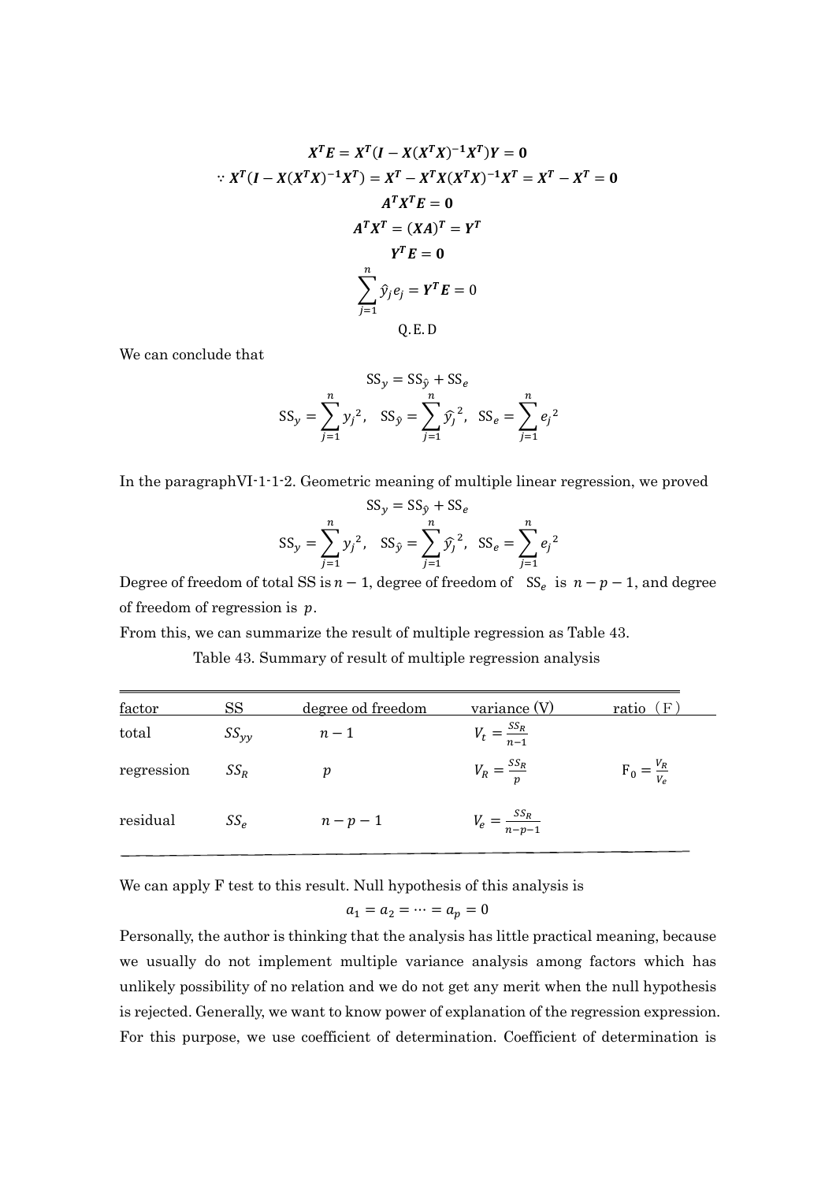$$\boldsymbol{X^T E} = \boldsymbol{X^T(I - X(X^T X)^{-1} X^T) Y} = \boldsymbol{0}$$

$$\because \boldsymbol{X^T(I - X(X^T X)^{-1} X^T)} = \boldsymbol{X^T} - \boldsymbol{X^T X (X^T X)^{-1} X^T} = \boldsymbol{X^T} - \boldsymbol{X^T} = \boldsymbol{0}$$

$$\boldsymbol{A^T X^T E} = \boldsymbol{0}$$

$$\boldsymbol{A^T X^T} = \boldsymbol{(XA)^T} = \boldsymbol{Y^T}$$

$$\boldsymbol{Y^T E} = \boldsymbol{0}$$

$$\sum_{j=1}^{n} \hat{y}_j e_j = \boldsymbol{Y^T E} = 0$$

Q.E.D

We can conclude that

$$\mathrm{SS}_y = \mathrm{SS}_{\hat{y}} + \mathrm{SS}_e$$

$$\mathrm{SS}_y = \sum_{j=1}^{n} {y_j}^2, \quad \mathrm{SS}_{\hat{y}} = \sum_{j=1}^{n} \hat{y_j}^2, \quad \mathrm{SS}_e = \sum_{j=1}^{n} {e_j}^2$$

In the paragraphVI-1-1-2. Geometric meaning of multiple linear regression, we proved

$$\mathrm{SS}_y = \mathrm{SS}_{\hat{y}} + \mathrm{SS}_e$$

$$\mathrm{SS}_y = \sum_{j=1}^{n} {y_j}^2, \quad \mathrm{SS}_{\hat{y}} = \sum_{j=1}^{n} \hat{y_j}^2, \quad \mathrm{SS}_e = \sum_{j=1}^{n} {e_j}^2$$

Degree of freedom of total SS is $n-1$, degree of freedom of $\mathrm{SS}_e$ is $n-p-1$, and degree of freedom of regression is $p$.

From this, we can summarize the result of multiple regression as Table 43.

Table 43. Summary of result of multiple regression analysis

| factor | SS | degree od freedom | variance (V) | ratio （F） |
|---|---|---|---|---|
| total | $SS_{yy}$ | $n-1$ | $V_t = \frac{SS_R}{n-1}$ | |
| regression | $SS_R$ | $p$ | $V_R = \frac{SS_R}{p}$ | $\mathrm{F}_0 = \frac{V_R}{V_e}$ |
| residual | $SS_e$ | $n-p-1$ | $V_e = \frac{SS_R}{n-p-1}$ | |

We can apply F test to this result. Null hypothesis of this analysis is

$$a_1 = a_2 = \cdots = a_p = 0$$

Personally, the author is thinking that the analysis has little practical meaning, because we usually do not implement multiple variance analysis among factors which has unlikely possibility of no relation and we do not get any merit when the null hypothesis is rejected. Generally, we want to know power of explanation of the regression expression. For this purpose, we use coefficient of determination. Coefficient of determination is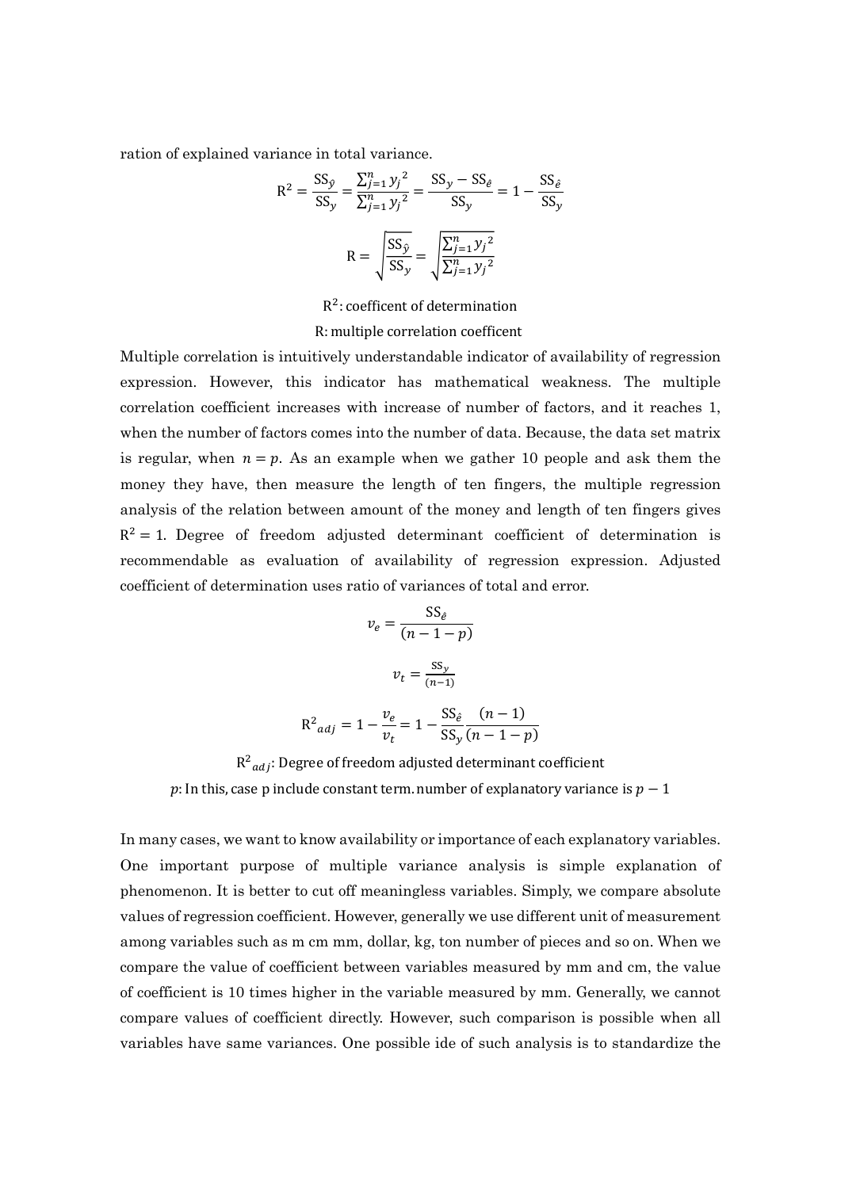ration of explained variance in total variance.

$$\mathrm{R}^2 = \frac{\mathrm{SS}_{\hat{y}}}{\mathrm{SS}_y} = \frac{\sum_{j=1}^{n} {y_j}^2}{\sum_{j=1}^{n} {y_j}^2} = \frac{\mathrm{SS}_y - \mathrm{SS}_{\hat{e}}}{\mathrm{SS}_y} = 1 - \frac{\mathrm{SS}_{\hat{e}}}{\mathrm{SS}_y}$$

$$\mathrm{R} = \sqrt{\frac{\mathrm{SS}_{\hat{y}}}{\mathrm{SS}_y}} = \sqrt{\frac{\sum_{j=1}^{n} {y_j}^2}{\sum_{j=1}^{n} {y_j}^2}}$$

$\mathrm{R}^2$: coefficent of determination

R: multiple correlation coefficent

Multiple correlation is intuitively understandable indicator of availability of regression expression. However, this indicator has mathematical weakness. The multiple correlation coefficient increases with increase of number of factors, and it reaches 1, when the number of factors comes into the number of data. Because, the data set matrix is regular, when $n = p$. As an example when we gather 10 people and ask them the money they have, then measure the length of ten fingers, the multiple regression analysis of the relation between amount of the money and length of ten fingers gives $\mathrm{R}^2 = 1$. Degree of freedom adjusted determinant coefficient of determination is recommendable as evaluation of availability of regression expression. Adjusted coefficient of determination uses ratio of variances of total and error.

$$v_e = \frac{\mathrm{SS}_{\hat{e}}}{(n-1-p)}$$

$$v_t = \frac{\mathrm{SS}_y}{(n-1)}$$

$${\mathrm{R}^2}_{adj} = 1 - \frac{v_e}{v_t} = 1 - \frac{\mathrm{SS}_{\hat{e}}}{\mathrm{SS}_y} \frac{(n-1)}{(n-1-p)}$$

${\mathrm{R}^2}_{adj}$: Degree of freedom adjusted determinant coefficient

$p$: In this, case p include constant term. number of explanatory variance is $p - 1$

In many cases, we want to know availability or importance of each explanatory variables. One important purpose of multiple variance analysis is simple explanation of phenomenon. It is better to cut off meaningless variables. Simply, we compare absolute values of regression coefficient. However, generally we use different unit of measurement among variables such as m cm mm, dollar, kg, ton number of pieces and so on. When we compare the value of coefficient between variables measured by mm and cm, the value of coefficient is 10 times higher in the variable measured by mm. Generally, we cannot compare values of coefficient directly. However, such comparison is possible when all variables have same variances. One possible ide of such analysis is to standardize the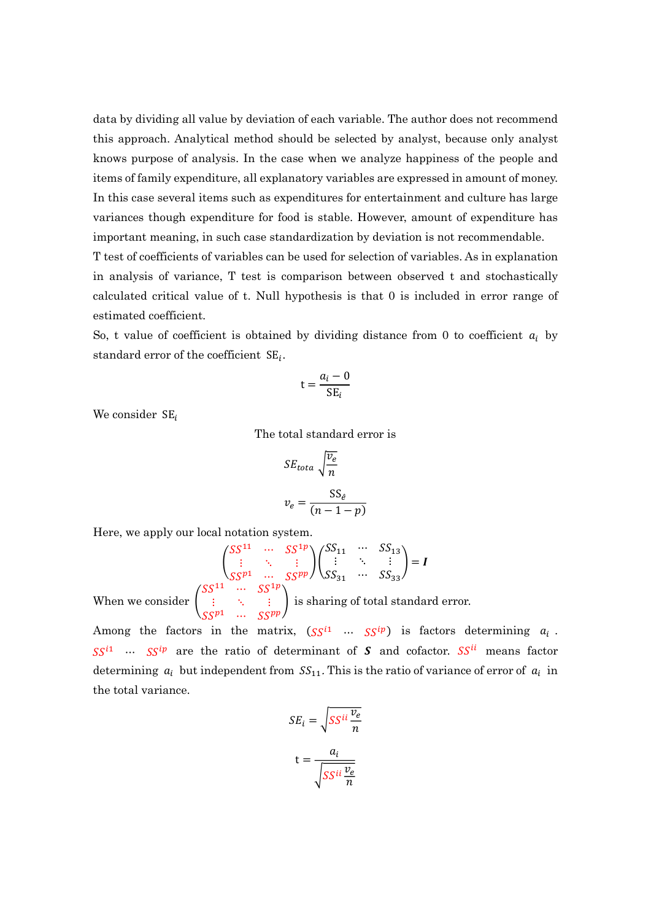data by dividing all value by deviation of each variable. The author does not recommend this approach. Analytical method should be selected by analyst, because only analyst knows purpose of analysis. In the case when we analyze happiness of the people and items of family expenditure, all explanatory variables are expressed in amount of money. In this case several items such as expenditures for entertainment and culture has large variances though expenditure for food is stable. However, amount of expenditure has important meaning, in such case standardization by deviation is not recommendable.

T test of coefficients of variables can be used for selection of variables. As in explanation in analysis of variance, T test is comparison between observed t and stochastically calculated critical value of t. Null hypothesis is that 0 is included in error range of estimated coefficient.

So, t value of coefficient is obtained by dividing distance from 0 to coefficient $a_i$ by standard error of the coefficient $\mathrm{SE}_i$.

$$\mathrm{t} = \frac{a_i - 0}{\mathrm{SE}_i}$$

We consider $\mathrm{SE}_i$

The total standard error is

$$SE_{tota} \sqrt{\frac{v_e}{n}}$$

$$v_e = \frac{\mathrm{SS}_{\hat{e}}}{(n-1-p)}$$

Here, we apply our local notation system.

$$\begin{pmatrix} SS^{11} & \cdots & SS^{1p} \\ \vdots & \ddots & \vdots \\ SS^{p1} & \cdots & SS^{pp} \end{pmatrix} \begin{pmatrix} SS_{11} & \cdots & SS_{13} \\ \vdots & \ddots & \vdots \\ SS_{31} & \cdots & SS_{33} \end{pmatrix} = \boldsymbol{I}$$

When we consider $\begin{pmatrix} SS^{11} & \cdots & SS^{1p} \\ \vdots & \ddots & \vdots \\ SS^{p1} & \cdots & SS^{pp} \end{pmatrix}$ is sharing of total standard error.

Among the factors in the matrix, $(SS^{i1} \ \cdots \ SS^{ip})$ is factors determining $a_i$. $SS^{i1} \ \cdots \ SS^{ip}$ are the ratio of determinant of $\boldsymbol{S}$ and cofactor. $SS^{ii}$ means factor determining $a_i$ but independent from $SS_{11}$. This is the ratio of variance of error of $a_i$ in the total variance.

$$SE_i = \sqrt{SS^{ii} \frac{v_e}{n}}$$

$$\mathrm{t} = \frac{a_i}{\sqrt{SS^{ii} \frac{v_e}{n}}}$$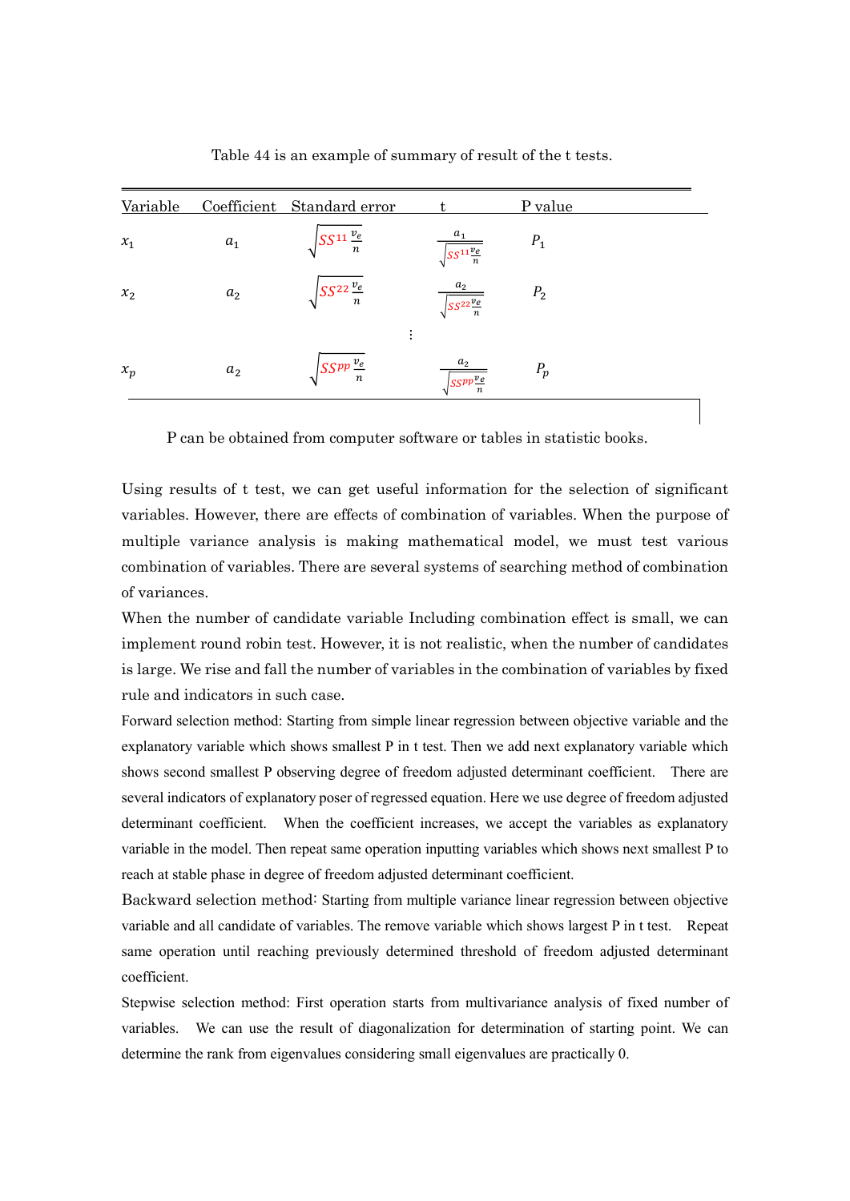Table 44 is an example of summary of result of the t tests.

| Variable | Coefficient | Standard error | t | P value |
|---|---|---|---|---|
| $x_1$ | $a_1$ | $\sqrt{SS^{11}\frac{v_e}{n}}$ | $\frac{a_1}{\sqrt{SS^{11}\frac{v_e}{n}}}$ | $P_1$ |
| $x_2$ | $a_2$ | $\sqrt{SS^{22}\frac{v_e}{n}}$ | $\frac{a_2}{\sqrt{SS^{22}\frac{v_e}{n}}}$ | $P_2$ |
| | | | ⋮ | |
| $x_p$ | $a_2$ | $\sqrt{SS^{pp}\frac{v_e}{n}}$ | $\frac{a_2}{\sqrt{SS^{pp}\frac{v_e}{n}}}$ | $P_p$ |

P can be obtained from computer software or tables in statistic books.

Using results of t test, we can get useful information for the selection of significant variables. However, there are effects of combination of variables. When the purpose of multiple variance analysis is making mathematical model, we must test various combination of variables. There are several systems of searching method of combination of variances.

When the number of candidate variable Including combination effect is small, we can implement round robin test. However, it is not realistic, when the number of candidates is large. We rise and fall the number of variables in the combination of variables by fixed rule and indicators in such case.

Forward selection method: Starting from simple linear regression between objective variable and the explanatory variable which shows smallest P in t test. Then we add next explanatory variable which shows second smallest P observing degree of freedom adjusted determinant coefficient. There are several indicators of explanatory poser of regressed equation. Here we use degree of freedom adjusted determinant coefficient. When the coefficient increases, we accept the variables as explanatory variable in the model. Then repeat same operation inputting variables which shows next smallest P to reach at stable phase in degree of freedom adjusted determinant coefficient.

Backward selection method: Starting from multiple variance linear regression between objective variable and all candidate of variables. The remove variable which shows largest P in t test. Repeat same operation until reaching previously determined threshold of freedom adjusted determinant coefficient.

Stepwise selection method: First operation starts from multivariance analysis of fixed number of variables. We can use the result of diagonalization for determination of starting point. We can determine the rank from eigenvalues considering small eigenvalues are practically 0.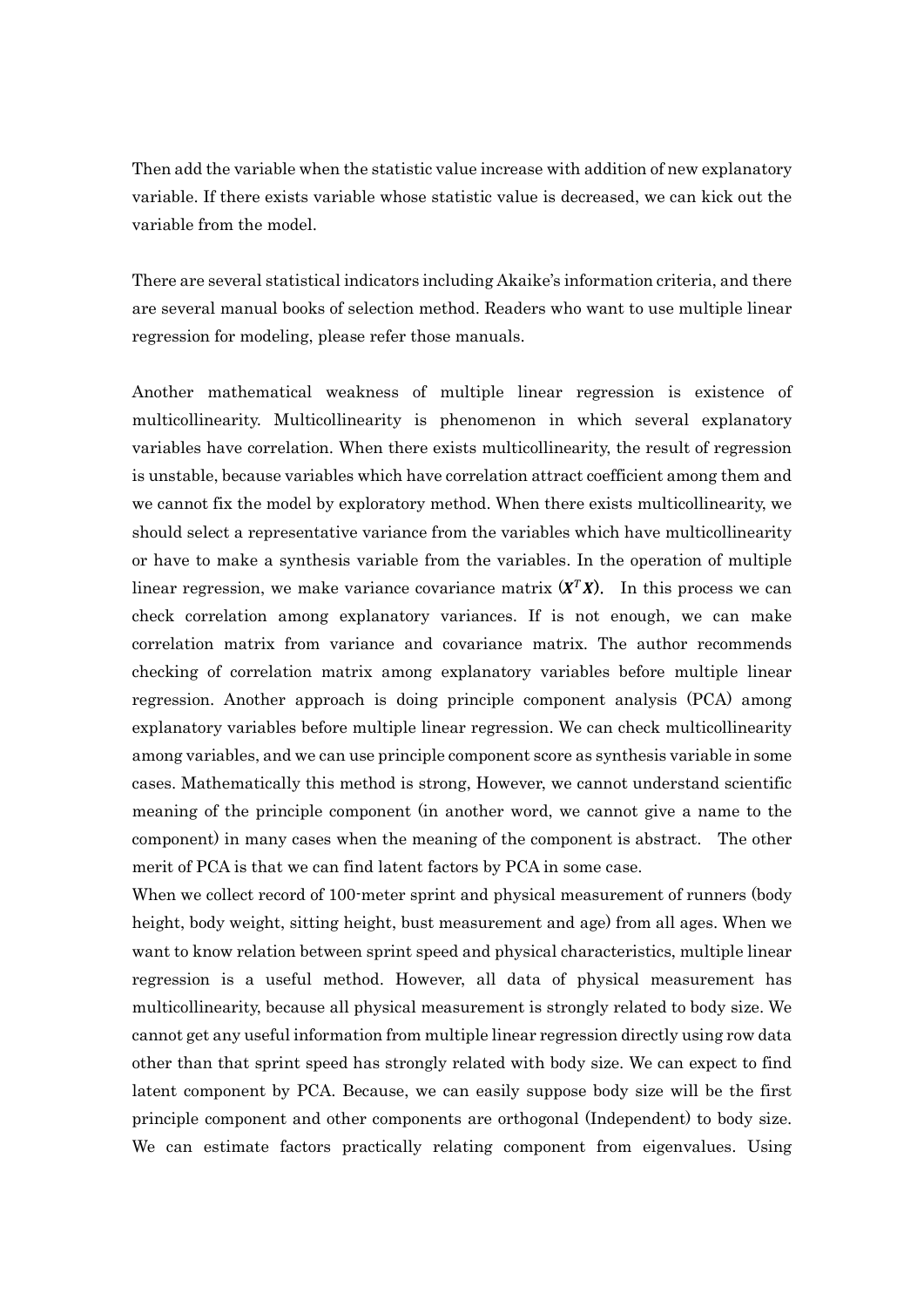Then add the variable when the statistic value increase with addition of new explanatory variable. If there exists variable whose statistic value is decreased, we can kick out the variable from the model.

There are several statistical indicators including Akaike's information criteria, and there are several manual books of selection method. Readers who want to use multiple linear regression for modeling, please refer those manuals.

Another mathematical weakness of multiple linear regression is existence of multicollinearity. Multicollinearity is phenomenon in which several explanatory variables have correlation. When there exists multicollinearity, the result of regression is unstable, because variables which have correlation attract coefficient among them and we cannot fix the model by exploratory method. When there exists multicollinearity, we should select a representative variance from the variables which have multicollinearity or have to make a synthesis variable from the variables. In the operation of multiple linear regression, we make variance covariance matrix $(\boldsymbol{X}^T\boldsymbol{X})$. In this process we can check correlation among explanatory variances. If is not enough, we can make correlation matrix from variance and covariance matrix. The author recommends checking of correlation matrix among explanatory variables before multiple linear regression. Another approach is doing principle component analysis (PCA) among explanatory variables before multiple linear regression. We can check multicollinearity among variables, and we can use principle component score as synthesis variable in some cases. Mathematically this method is strong, However, we cannot understand scientific meaning of the principle component (in another word, we cannot give a name to the component) in many cases when the meaning of the component is abstract. The other merit of PCA is that we can find latent factors by PCA in some case.

When we collect record of 100-meter sprint and physical measurement of runners (body height, body weight, sitting height, bust measurement and age) from all ages. When we want to know relation between sprint speed and physical characteristics, multiple linear regression is a useful method. However, all data of physical measurement has multicollinearity, because all physical measurement is strongly related to body size. We cannot get any useful information from multiple linear regression directly using row data other than that sprint speed has strongly related with body size. We can expect to find latent component by PCA. Because, we can easily suppose body size will be the first principle component and other components are orthogonal (Independent) to body size. We can estimate factors practically relating component from eigenvalues. Using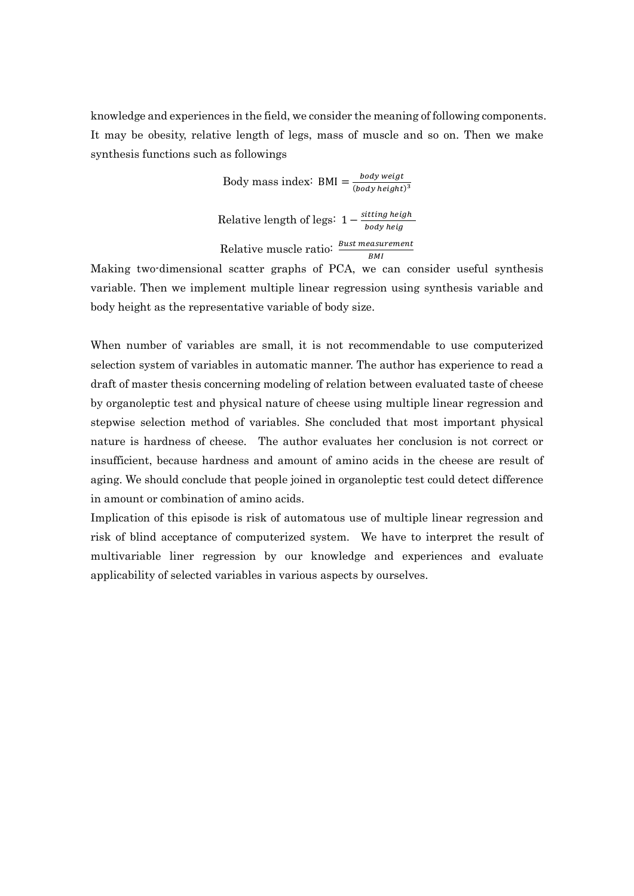knowledge and experiences in the field, we consider the meaning of following components. It may be obesity, relative length of legs, mass of muscle and so on. Then we make synthesis functions such as followings

$$\text{Body mass index: } \mathrm{BMI} = \frac{body\ weigt}{(body\ height)^3}$$

$$\text{Relative length of legs: } 1 - \frac{sitting\ heigh}{body\ heig}$$

$$\text{Relative muscle ratio: } \frac{Bust\ measurement}{BMI}$$

Making two-dimensional scatter graphs of PCA, we can consider useful synthesis variable. Then we implement multiple linear regression using synthesis variable and body height as the representative variable of body size.

When number of variables are small, it is not recommendable to use computerized selection system of variables in automatic manner. The author has experience to read a draft of master thesis concerning modeling of relation between evaluated taste of cheese by organoleptic test and physical nature of cheese using multiple linear regression and stepwise selection method of variables. She concluded that most important physical nature is hardness of cheese. The author evaluates her conclusion is not correct or insufficient, because hardness and amount of amino acids in the cheese are result of aging. We should conclude that people joined in organoleptic test could detect difference in amount or combination of amino acids.

Implication of this episode is risk of automatous use of multiple linear regression and risk of blind acceptance of computerized system. We have to interpret the result of multivariable liner regression by our knowledge and experiences and evaluate applicability of selected variables in various aspects by ourselves.